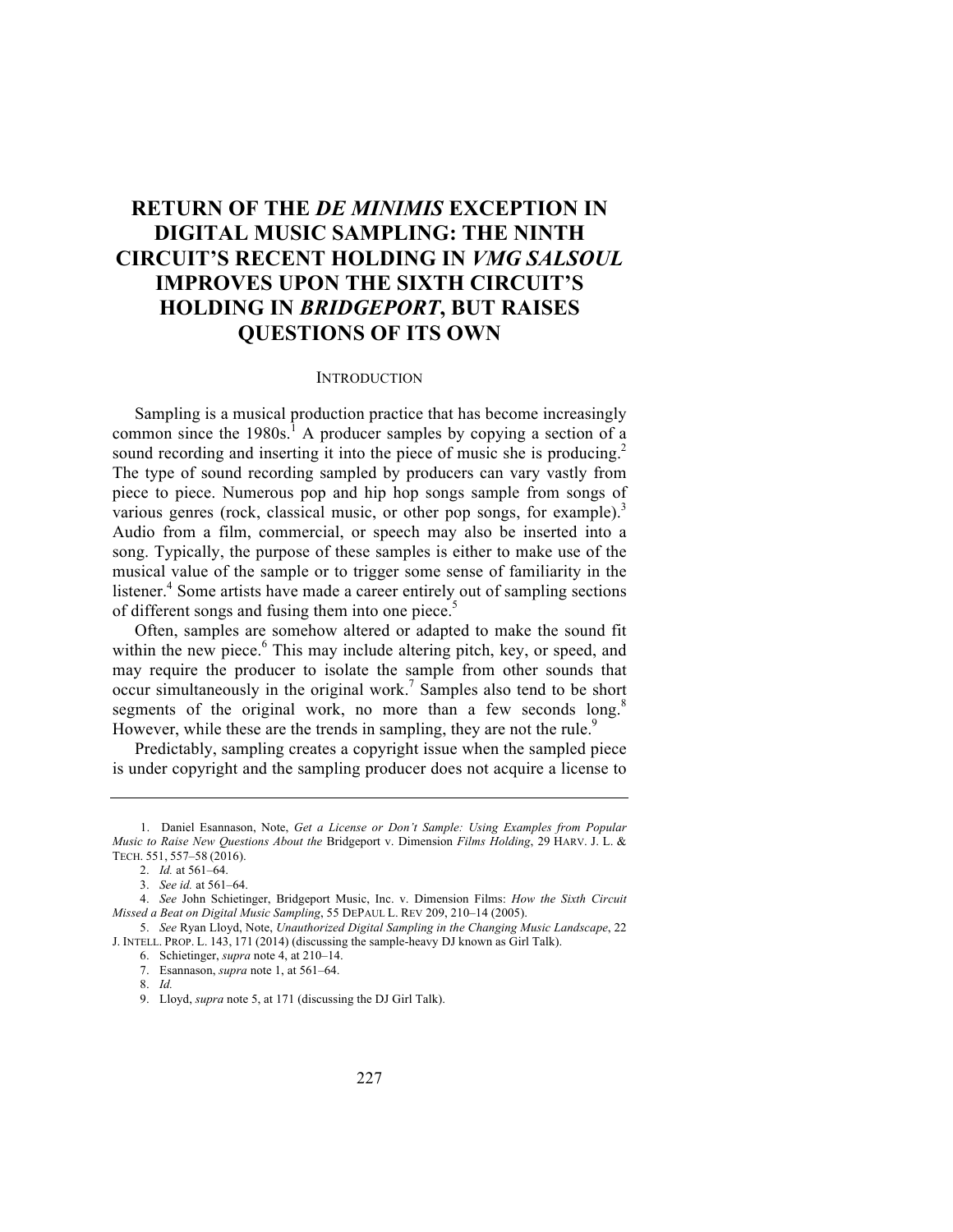# RETURN OF THE *DE MINIMIS* EXCEPTION IN DIGITAL MUSIC SAMPLING: THE NINTH CIRCUIT'S RECENT HOLDING IN *VMG SALSOUL* IMPROVES UPON THE SIXTH CIRCUIT'S HOLDING IN *BRIDGEPORT*, BUT RAISES QUESTIONS OF ITS OWN

## INTRODUCTION

Sampling is a musical production practice that has become increasingly common since the 1980s.[1] A producer samples by copying a section of a sound recording and inserting it into the piece of music she is producing.[2] The type of sound recording sampled by producers can vary vastly from piece to piece. Numerous pop and hip hop songs sample from songs of various genres (rock, classical music, or other pop songs, for example).[3] Audio from a film, commercial, or speech may also be inserted into a song. Typically, the purpose of these samples is either to make use of the musical value of the sample or to trigger some sense of familiarity in the listener.[4] Some artists have made a career entirely out of sampling sections of different songs and fusing them into one piece.[5]

Often, samples are somehow altered or adapted to make the sound fit within the new piece.[6] This may include altering pitch, key, or speed, and may require the producer to isolate the sample from other sounds that occur simultaneously in the original work.[7] Samples also tend to be short segments of the original work, no more than a few seconds long.[8] However, while these are the trends in sampling, they are not the rule.[9]

Predictably, sampling creates a copyright issue when the sampled piece is under copyright and the sampling producer does not acquire a license to

---

1. Daniel Esannason, Note, *Get a License or Don't Sample: Using Examples from Popular Music to Raise New Questions About the* Bridgeport v. Dimension *Films Holding*, 29 HARV. J. L. & TECH. 551, 557–58 (2016).
2. *Id.* at 561–64.
3. *See id.* at 561–64.
4. *See* John Schietinger, Bridgeport Music, Inc. v. Dimension Films: *How the Sixth Circuit Missed a Beat on Digital Music Sampling*, 55 DEPAUL L. REV 209, 210–14 (2005).
5. *See* Ryan Lloyd, Note, *Unauthorized Digital Sampling in the Changing Music Landscape*, 22 J. INTELL. PROP. L. 143, 171 (2014) (discussing the sample-heavy DJ known as Girl Talk).
6. Schietinger, *supra* note 4, at 210–14.
7. Esannason, *supra* note 1, at 561–64.
8. *Id.*
9. Lloyd, *supra* note 5, at 171 (discussing the DJ Girl Talk).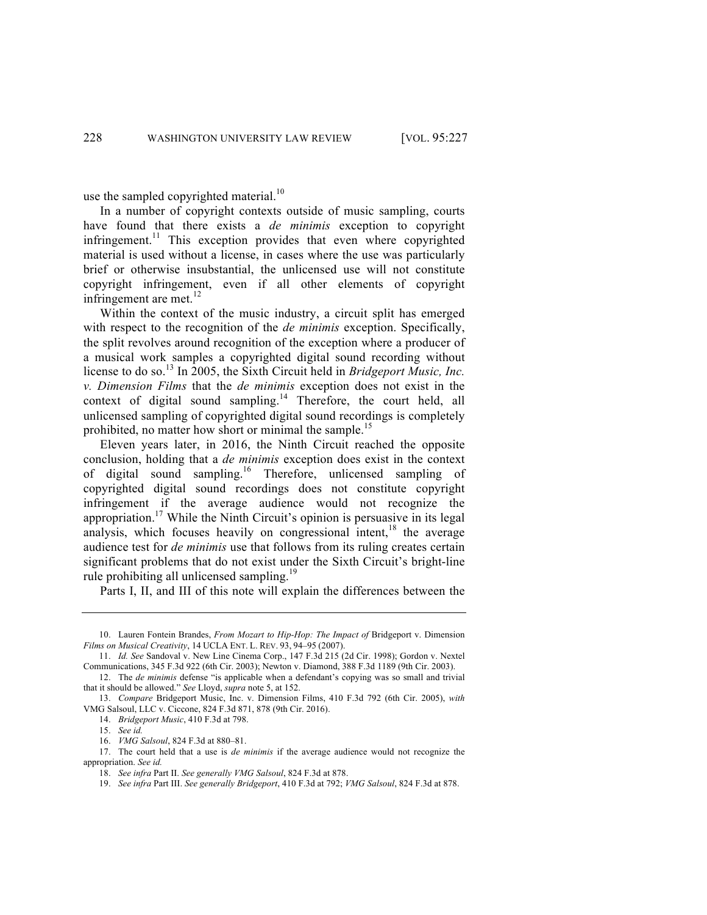use the sampled copyrighted material.[10]

In a number of copyright contexts outside of music sampling, courts have found that there exists a *de minimis* exception to copyright infringement.[11] This exception provides that even where copyrighted material is used without a license, in cases where the use was particularly brief or otherwise insubstantial, the unlicensed use will not constitute copyright infringement, even if all other elements of copyright infringement are met.[12]

Within the context of the music industry, a circuit split has emerged with respect to the recognition of the *de minimis* exception. Specifically, the split revolves around recognition of the exception where a producer of a musical work samples a copyrighted digital sound recording without license to do so.[13] In 2005, the Sixth Circuit held in *Bridgeport Music, Inc. v. Dimension Films* that the *de minimis* exception does not exist in the context of digital sound sampling.[14] Therefore, the court held, all unlicensed sampling of copyrighted digital sound recordings is completely prohibited, no matter how short or minimal the sample.[15]

Eleven years later, in 2016, the Ninth Circuit reached the opposite conclusion, holding that a *de minimis* exception does exist in the context of digital sound sampling.[16] Therefore, unlicensed sampling of copyrighted digital sound recordings does not constitute copyright infringement if the average audience would not recognize the appropriation.[17] While the Ninth Circuit's opinion is persuasive in its legal analysis, which focuses heavily on congressional intent,[18] the average audience test for *de minimis* use that follows from its ruling creates certain significant problems that do not exist under the Sixth Circuit's bright-line rule prohibiting all unlicensed sampling.[19]

Parts I, II, and III of this note will explain the differences between the

---

10. Lauren Fontein Brandes, *From Mozart to Hip-Hop: The Impact of* Bridgeport v. Dimension *Films on Musical Creativity*, 14 UCLA ENT. L. REV. 93, 94–95 (2007).

11. *Id. See* Sandoval v. New Line Cinema Corp., 147 F.3d 215 (2d Cir. 1998); Gordon v. Nextel Communications, 345 F.3d 922 (6th Cir. 2003); Newton v. Diamond, 388 F.3d 1189 (9th Cir. 2003).

12. The *de minimis* defense "is applicable when a defendant's copying was so small and trivial that it should be allowed." *See* Lloyd, *supra* note 5, at 152.

13. *Compare* Bridgeport Music, Inc. v. Dimension Films, 410 F.3d 792 (6th Cir. 2005), *with* VMG Salsoul, LLC v. Ciccone, 824 F.3d 871, 878 (9th Cir. 2016).

14. *Bridgeport Music*, 410 F.3d at 798.

15. *See id.*

16. *VMG Salsoul*, 824 F.3d at 880–81.

17. The court held that a use is *de minimis* if the average audience would not recognize the appropriation. *See id.*

18. *See infra* Part II. *See generally VMG Salsoul*, 824 F.3d at 878.

19. *See infra* Part III. *See generally Bridgeport*, 410 F.3d at 792; *VMG Salsoul*, 824 F.3d at 878.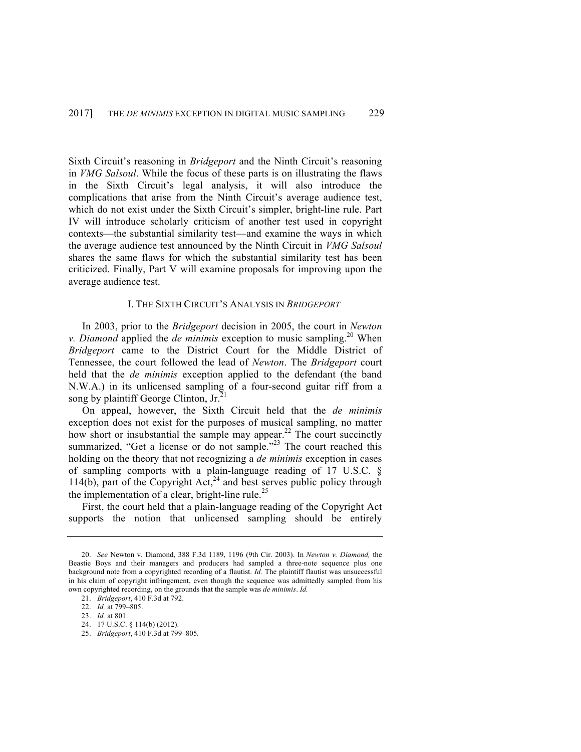Sixth Circuit's reasoning in *Bridgeport* and the Ninth Circuit's reasoning in *VMG Salsoul*. While the focus of these parts is on illustrating the flaws in the Sixth Circuit's legal analysis, it will also introduce the complications that arise from the Ninth Circuit's average audience test, which do not exist under the Sixth Circuit's simpler, bright-line rule. Part IV will introduce scholarly criticism of another test used in copyright contexts—the substantial similarity test—and examine the ways in which the average audience test announced by the Ninth Circuit in *VMG Salsoul* shares the same flaws for which the substantial similarity test has been criticized. Finally, Part V will examine proposals for improving upon the average audience test.

## I. THE SIXTH CIRCUIT'S ANALYSIS IN *BRIDGEPORT*

In 2003, prior to the *Bridgeport* decision in 2005, the court in *Newton v. Diamond* applied the *de minimis* exception to music sampling.[20] When *Bridgeport* came to the District Court for the Middle District of Tennessee, the court followed the lead of *Newton*. The *Bridgeport* court held that the *de minimis* exception applied to the defendant (the band N.W.A.) in its unlicensed sampling of a four-second guitar riff from a song by plaintiff George Clinton, Jr.[21]

On appeal, however, the Sixth Circuit held that the *de minimis* exception does not exist for the purposes of musical sampling, no matter how short or insubstantial the sample may appear.[22] The court succinctly summarized, "Get a license or do not sample."[23] The court reached this holding on the theory that not recognizing a *de minimis* exception in cases of sampling comports with a plain-language reading of 17 U.S.C. § 114(b), part of the Copyright Act,[24] and best serves public policy through the implementation of a clear, bright-line rule.[25]

First, the court held that a plain-language reading of the Copyright Act supports the notion that unlicensed sampling should be entirely

---

20. *See* Newton v. Diamond, 388 F.3d 1189, 1196 (9th Cir. 2003). In *Newton v. Diamond,* the Beastie Boys and their managers and producers had sampled a three-note sequence plus one background note from a copyrighted recording of a flautist. *Id.* The plaintiff flautist was unsuccessful in his claim of copyright infringement, even though the sequence was admittedly sampled from his own copyrighted recording, on the grounds that the sample was *de minimis*. *Id.*

21. *Bridgeport*, 410 F.3d at 792.

22. *Id.* at 799–805.

23. *Id.* at 801.

24. 17 U.S.C. § 114(b) (2012).

25. *Bridgeport*, 410 F.3d at 799–805.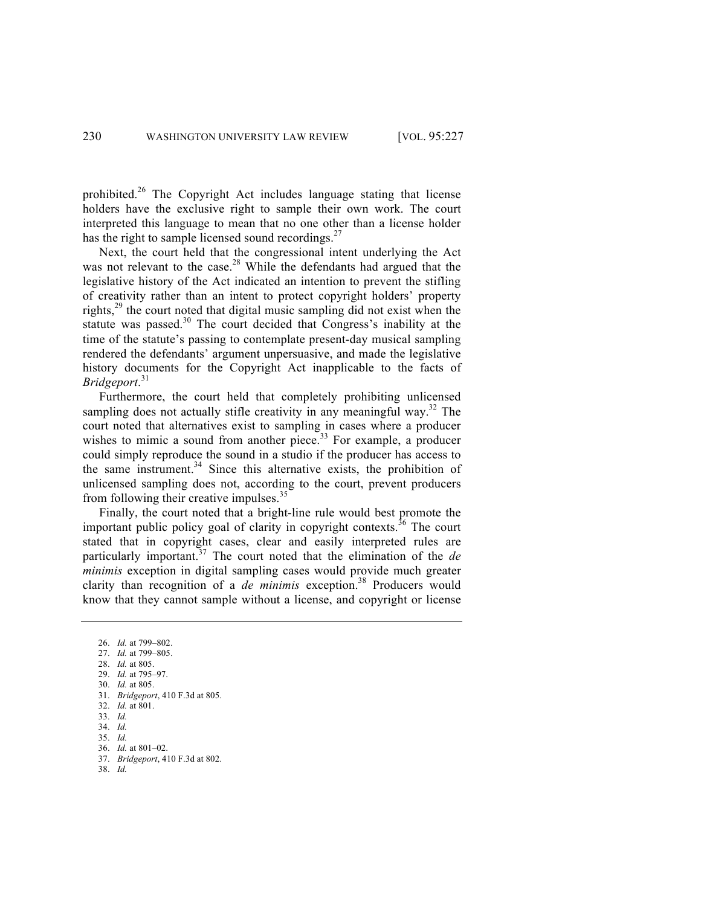prohibited.[26] The Copyright Act includes language stating that license holders have the exclusive right to sample their own work. The court interpreted this language to mean that no one other than a license holder has the right to sample licensed sound recordings.[27]

Next, the court held that the congressional intent underlying the Act was not relevant to the case.[28] While the defendants had argued that the legislative history of the Act indicated an intention to prevent the stifling of creativity rather than an intent to protect copyright holders' property rights,[29] the court noted that digital music sampling did not exist when the statute was passed.[30] The court decided that Congress's inability at the time of the statute's passing to contemplate present-day musical sampling rendered the defendants' argument unpersuasive, and made the legislative history documents for the Copyright Act inapplicable to the facts of *Bridgeport*.[31]

Furthermore, the court held that completely prohibiting unlicensed sampling does not actually stifle creativity in any meaningful way.[32] The court noted that alternatives exist to sampling in cases where a producer wishes to mimic a sound from another piece.[33] For example, a producer could simply reproduce the sound in a studio if the producer has access to the same instrument.[34] Since this alternative exists, the prohibition of unlicensed sampling does not, according to the court, prevent producers from following their creative impulses.[35]

Finally, the court noted that a bright-line rule would best promote the important public policy goal of clarity in copyright contexts.[36] The court stated that in copyright cases, clear and easily interpreted rules are particularly important.[37] The court noted that the elimination of the *de minimis* exception in digital sampling cases would provide much greater clarity than recognition of a *de minimis* exception.[38] Producers would know that they cannot sample without a license, and copyright or license

---

26. *Id.* at 799–802.
27. *Id.* at 799–805.
28. *Id.* at 805.
29. *Id.* at 795–97.
30. *Id.* at 805.
31. *Bridgeport*, 410 F.3d at 805.
32. *Id.* at 801.
33. *Id.*
34. *Id.*
35. *Id.*
36. *Id.* at 801–02.
37. *Bridgeport*, 410 F.3d at 802.
38. *Id.*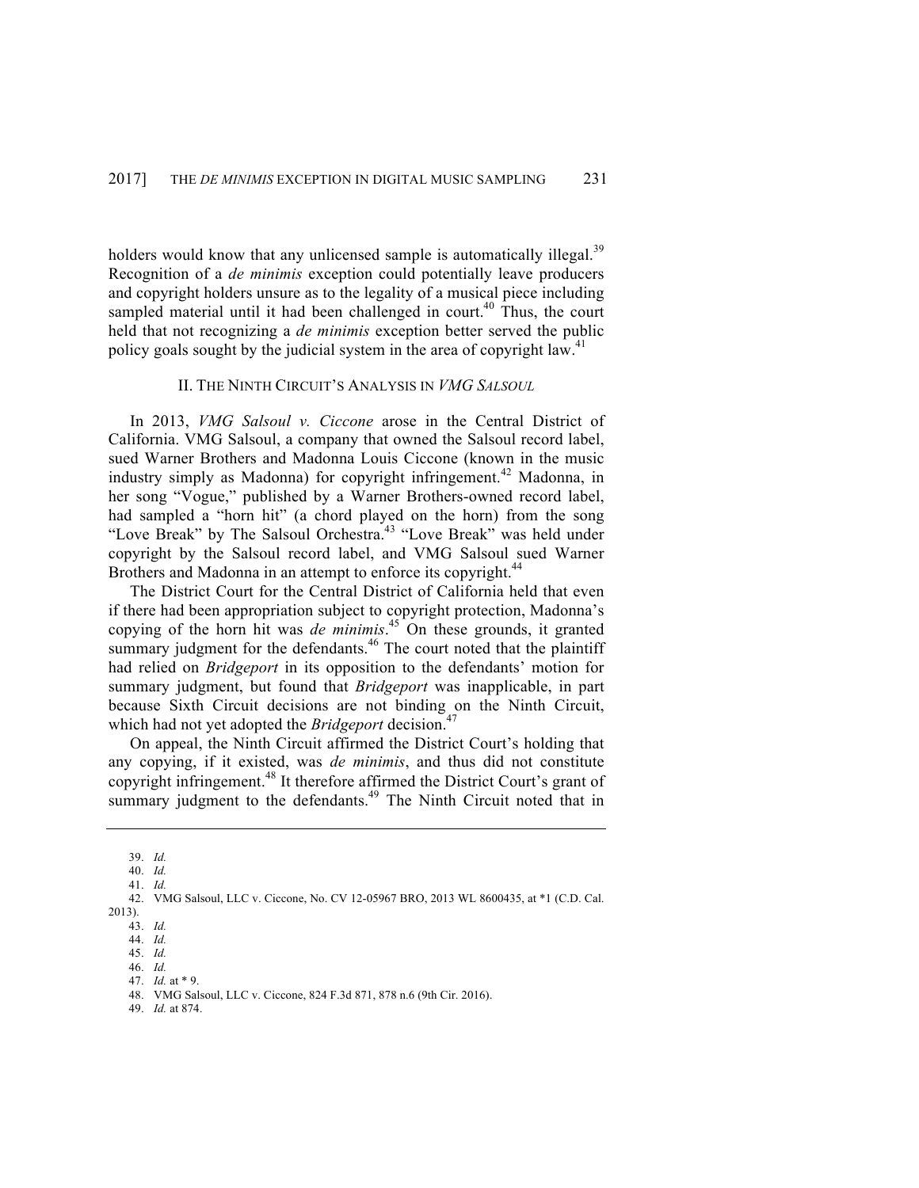holders would know that any unlicensed sample is automatically illegal.[39] Recognition of a *de minimis* exception could potentially leave producers and copyright holders unsure as to the legality of a musical piece including sampled material until it had been challenged in court.[40] Thus, the court held that not recognizing a *de minimis* exception better served the public policy goals sought by the judicial system in the area of copyright law.[41]

## II. THE NINTH CIRCUIT'S ANALYSIS IN *VMG SALSOUL*

In 2013, *VMG Salsoul v. Ciccone* arose in the Central District of California. VMG Salsoul, a company that owned the Salsoul record label, sued Warner Brothers and Madonna Louis Ciccone (known in the music industry simply as Madonna) for copyright infringement.[42] Madonna, in her song "Vogue," published by a Warner Brothers-owned record label, had sampled a "horn hit" (a chord played on the horn) from the song "Love Break" by The Salsoul Orchestra.[43] "Love Break" was held under copyright by the Salsoul record label, and VMG Salsoul sued Warner Brothers and Madonna in an attempt to enforce its copyright.[44]

The District Court for the Central District of California held that even if there had been appropriation subject to copyright protection, Madonna's copying of the horn hit was *de minimis*.[45] On these grounds, it granted summary judgment for the defendants.[46] The court noted that the plaintiff had relied on *Bridgeport* in its opposition to the defendants' motion for summary judgment, but found that *Bridgeport* was inapplicable, in part because Sixth Circuit decisions are not binding on the Ninth Circuit, which had not yet adopted the *Bridgeport* decision.[47]

On appeal, the Ninth Circuit affirmed the District Court's holding that any copying, if it existed, was *de minimis*, and thus did not constitute copyright infringement.[48] It therefore affirmed the District Court's grant of summary judgment to the defendants.[49] The Ninth Circuit noted that in

---

39. *Id.*
40. *Id.*
41. *Id.*
42. VMG Salsoul, LLC v. Ciccone, No. CV 12-05967 BRO, 2013 WL 8600435, at *1 (C.D. Cal. 2013).
43. *Id.*
44. *Id.*
45. *Id.*
46. *Id.*
47. *Id.* at * 9.
48. VMG Salsoul, LLC v. Ciccone, 824 F.3d 871, 878 n.6 (9th Cir. 2016).
49. *Id.* at 874.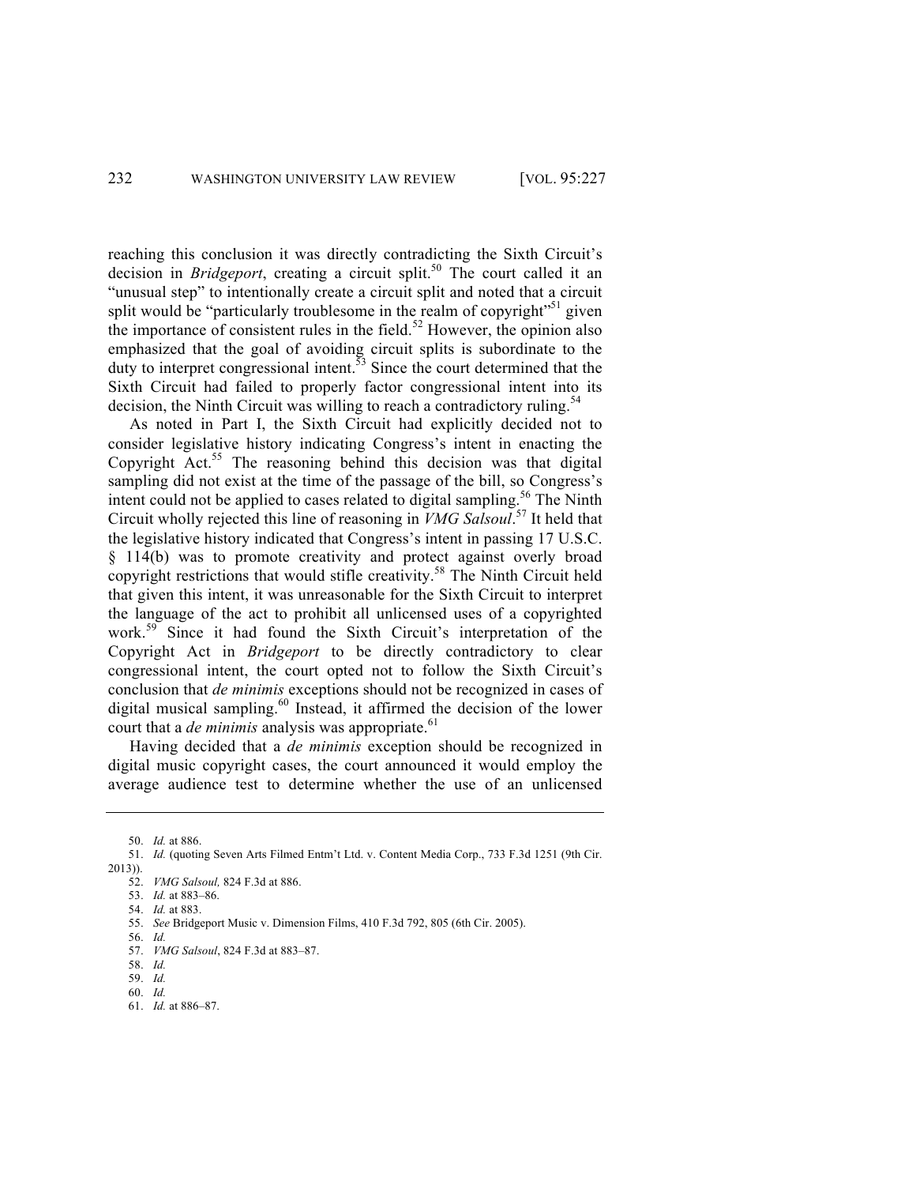reaching this conclusion it was directly contradicting the Sixth Circuit's decision in *Bridgeport*, creating a circuit split.[50] The court called it an "unusual step" to intentionally create a circuit split and noted that a circuit split would be "particularly troublesome in the realm of copyright"[51] given the importance of consistent rules in the field.[52] However, the opinion also emphasized that the goal of avoiding circuit splits is subordinate to the duty to interpret congressional intent.[53] Since the court determined that the Sixth Circuit had failed to properly factor congressional intent into its decision, the Ninth Circuit was willing to reach a contradictory ruling.[54]

As noted in Part I, the Sixth Circuit had explicitly decided not to consider legislative history indicating Congress's intent in enacting the Copyright Act.[55] The reasoning behind this decision was that digital sampling did not exist at the time of the passage of the bill, so Congress's intent could not be applied to cases related to digital sampling.[56] The Ninth Circuit wholly rejected this line of reasoning in *VMG Salsoul*.[57] It held that the legislative history indicated that Congress's intent in passing 17 U.S.C. § 114(b) was to promote creativity and protect against overly broad copyright restrictions that would stifle creativity.[58] The Ninth Circuit held that given this intent, it was unreasonable for the Sixth Circuit to interpret the language of the act to prohibit all unlicensed uses of a copyrighted work.[59] Since it had found the Sixth Circuit's interpretation of the Copyright Act in *Bridgeport* to be directly contradictory to clear congressional intent, the court opted not to follow the Sixth Circuit's conclusion that *de minimis* exceptions should not be recognized in cases of digital musical sampling.[60] Instead, it affirmed the decision of the lower court that a *de minimis* analysis was appropriate.[61]

Having decided that a *de minimis* exception should be recognized in digital music copyright cases, the court announced it would employ the average audience test to determine whether the use of an unlicensed

---

50. *Id.* at 886.

51. *Id.* (quoting Seven Arts Filmed Entm't Ltd. v. Content Media Corp., 733 F.3d 1251 (9th Cir. 2013)).

52. *VMG Salsoul,* 824 F.3d at 886.

53. *Id.* at 883–86.

54. *Id.* at 883.

55. *See* Bridgeport Music v. Dimension Films, 410 F.3d 792, 805 (6th Cir. 2005).

56. *Id.*

57. *VMG Salsoul*, 824 F.3d at 883–87.

58. *Id.*

59. *Id.*

60. *Id.*

61. *Id.* at 886–87.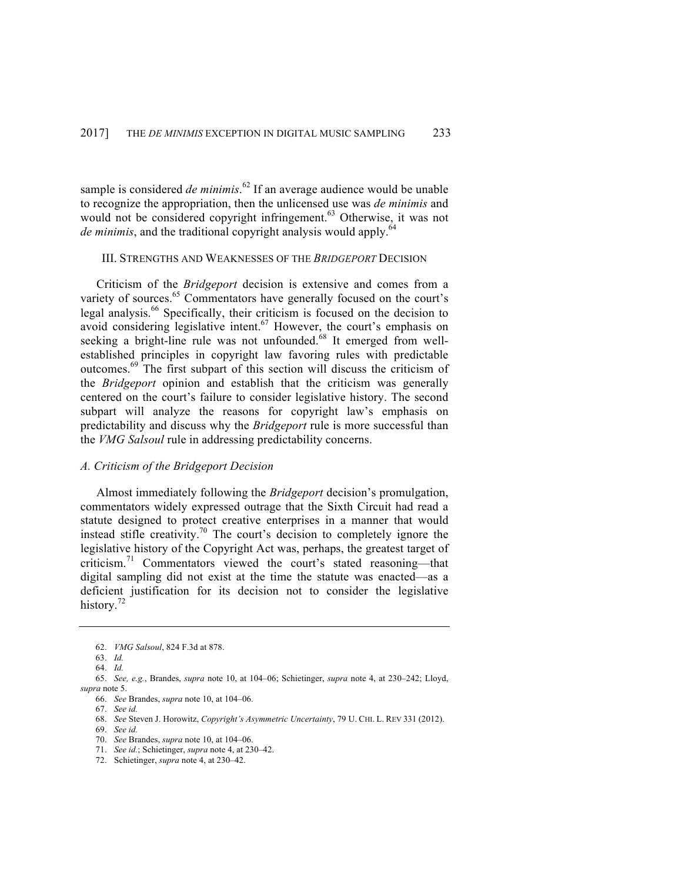sample is considered *de minimis*.[62] If an average audience would be unable to recognize the appropriation, then the unlicensed use was *de minimis* and would not be considered copyright infringement.[63] Otherwise, it was not *de minimis*, and the traditional copyright analysis would apply.[64]

## III. STRENGTHS AND WEAKNESSES OF THE *BRIDGEPORT* DECISION

Criticism of the *Bridgeport* decision is extensive and comes from a variety of sources.[65] Commentators have generally focused on the court's legal analysis.[66] Specifically, their criticism is focused on the decision to avoid considering legislative intent.[67] However, the court's emphasis on seeking a bright-line rule was not unfounded.[68] It emerged from well-established principles in copyright law favoring rules with predictable outcomes.[69] The first subpart of this section will discuss the criticism of the *Bridgeport* opinion and establish that the criticism was generally centered on the court's failure to consider legislative history. The second subpart will analyze the reasons for copyright law's emphasis on predictability and discuss why the *Bridgeport* rule is more successful than the *VMG Salsoul* rule in addressing predictability concerns.

### *A. Criticism of the Bridgeport Decision*

Almost immediately following the *Bridgeport* decision's promulgation, commentators widely expressed outrage that the Sixth Circuit had read a statute designed to protect creative enterprises in a manner that would instead stifle creativity.[70] The court's decision to completely ignore the legislative history of the Copyright Act was, perhaps, the greatest target of criticism.[71] Commentators viewed the court's stated reasoning—that digital sampling did not exist at the time the statute was enacted—as a deficient justification for its decision not to consider the legislative history.[72]

---

62. *VMG Salsoul*, 824 F.3d at 878.

63. *Id.*

64. *Id.*

65. *See, e.g.*, Brandes, *supra* note 10, at 104–06; Schietinger, *supra* note 4, at 230–242; Lloyd, *supra* note 5.

66. *See* Brandes, *supra* note 10, at 104–06.

67. *See id.*

68. *See* Steven J. Horowitz, *Copyright's Asymmetric Uncertainty*, 79 U. CHI. L. REV 331 (2012).

69. *See id.*

70. *See* Brandes, *supra* note 10, at 104–06.

71. *See id.*; Schietinger, *supra* note 4, at 230–42.

72. Schietinger, *supra* note 4, at 230–42.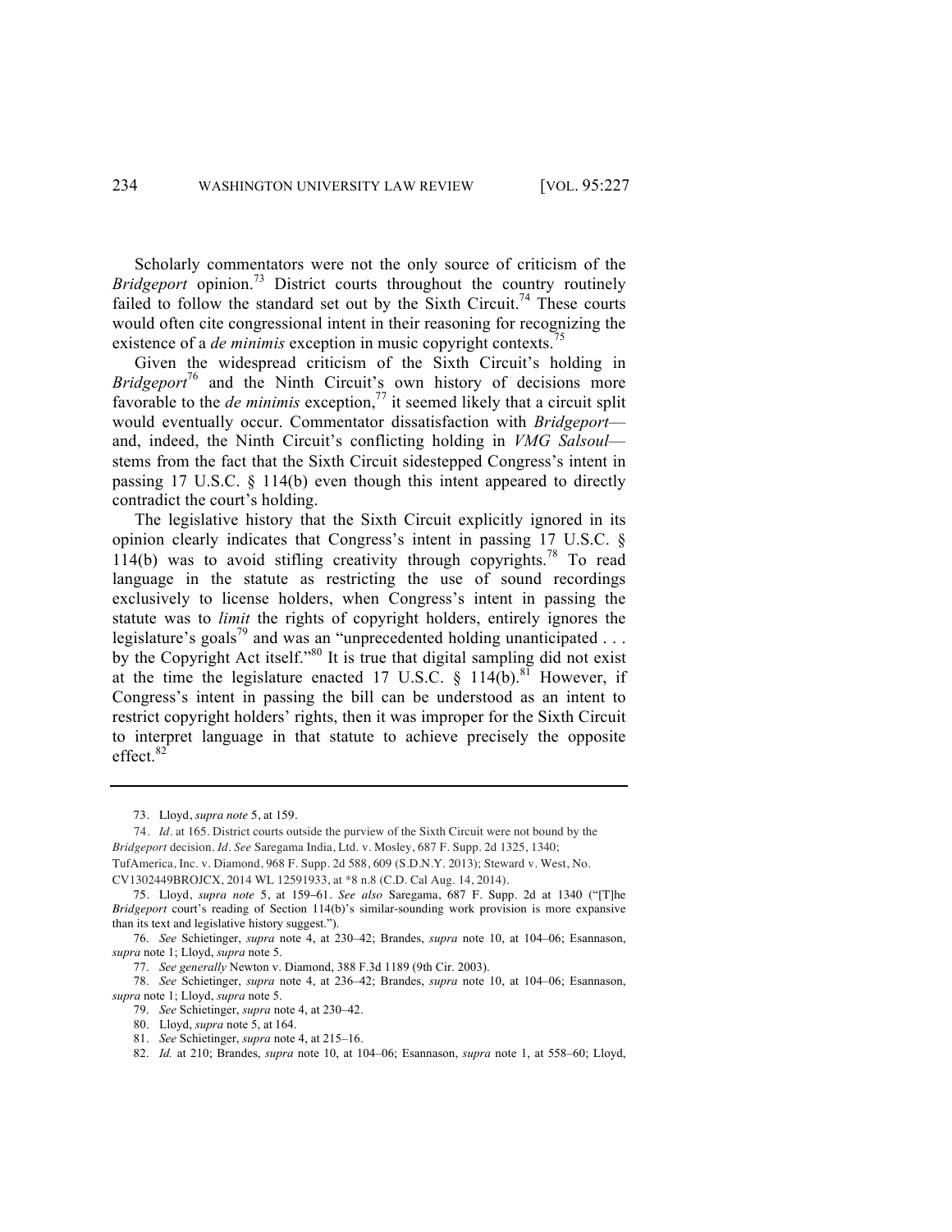Scholarly commentators were not the only source of criticism of the *Bridgeport* opinion.[73] District courts throughout the country routinely failed to follow the standard set out by the Sixth Circuit.[74] These courts would often cite congressional intent in their reasoning for recognizing the existence of a *de minimis* exception in music copyright contexts.[75]

Given the widespread criticism of the Sixth Circuit's holding in *Bridgeport*[76] and the Ninth Circuit's own history of decisions more favorable to the *de minimis* exception,[77] it seemed likely that a circuit split would eventually occur. Commentator dissatisfaction with *Bridgeport*—and, indeed, the Ninth Circuit's conflicting holding in *VMG Salsoul*—stems from the fact that the Sixth Circuit sidestepped Congress's intent in passing 17 U.S.C. § 114(b) even though this intent appeared to directly contradict the court's holding.

The legislative history that the Sixth Circuit explicitly ignored in its opinion clearly indicates that Congress's intent in passing 17 U.S.C. § 114(b) was to avoid stifling creativity through copyrights.[78] To read language in the statute as restricting the use of sound recordings exclusively to license holders, when Congress's intent in passing the statute was to *limit* the rights of copyright holders, entirely ignores the legislature's goals[79] and was an "unprecedented holding unanticipated . . . by the Copyright Act itself."[80] It is true that digital sampling did not exist at the time the legislature enacted 17 U.S.C. § 114(b).[81] However, if Congress's intent in passing the bill can be understood as an intent to restrict copyright holders' rights, then it was improper for the Sixth Circuit to interpret language in that statute to achieve precisely the opposite effect.[82]

---

73. Lloyd, *supra note* 5, at 159.

74. *Id*. at 165. District courts outside the purview of the Sixth Circuit were not bound by the *Bridgeport* decision. *Id*. *See* Saregama India, Ltd. v. Mosley, 687 F. Supp. 2d 1325, 1340; TufAmerica, Inc. v. Diamond, 968 F. Supp. 2d 588, 609 (S.D.N.Y. 2013); Steward v. West, No. CV1302449BROJCX, 2014 WL 12591933, at \*8 n.8 (C.D. Cal Aug. 14, 2014).

75. Lloyd, *supra note* 5, at 159–61. *See also* Saregama, 687 F. Supp. 2d at 1340 ("[T]he *Bridgeport* court's reading of Section 114(b)'s similar-sounding work provision is more expansive than its text and legislative history suggest.").

76. *See* Schietinger, *supra* note 4, at 230–42; Brandes, *supra* note 10, at 104–06; Esannason, *supra* note 1; Lloyd, *supra* note 5.

77. *See generally* Newton v. Diamond, 388 F.3d 1189 (9th Cir. 2003).

78. *See* Schietinger, *supra* note 4, at 236–42; Brandes, *supra* note 10, at 104–06; Esannason, *supra* note 1; Lloyd, *supra* note 5.

79. *See* Schietinger, *supra* note 4, at 230–42.

80. Lloyd, *supra* note 5, at 164.

81. *See* Schietinger, *supra* note 4, at 215–16.

82. *Id.* at 210; Brandes, *supra* note 10, at 104–06; Esannason, *supra* note 1, at 558–60; Lloyd,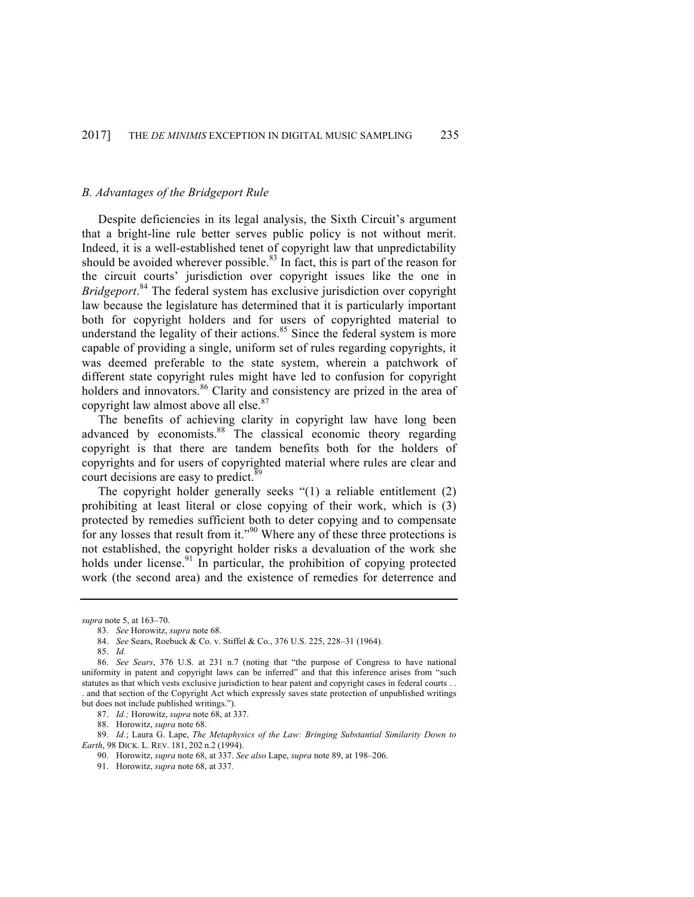### *B. Advantages of the Bridgeport Rule*

Despite deficiencies in its legal analysis, the Sixth Circuit's argument that a bright-line rule better serves public policy is not without merit. Indeed, it is a well-established tenet of copyright law that unpredictability should be avoided wherever possible.[83] In fact, this is part of the reason for the circuit courts' jurisdiction over copyright issues like the one in *Bridgeport*.[84] The federal system has exclusive jurisdiction over copyright law because the legislature has determined that it is particularly important both for copyright holders and for users of copyrighted material to understand the legality of their actions.[85] Since the federal system is more capable of providing a single, uniform set of rules regarding copyrights, it was deemed preferable to the state system, wherein a patchwork of different state copyright rules might have led to confusion for copyright holders and innovators.[86] Clarity and consistency are prized in the area of copyright law almost above all else.[87]

The benefits of achieving clarity in copyright law have long been advanced by economists.[88] The classical economic theory regarding copyright is that there are tandem benefits both for the holders of copyrights and for users of copyrighted material where rules are clear and court decisions are easy to predict.[89]

The copyright holder generally seeks "(1) a reliable entitlement (2) prohibiting at least literal or close copying of their work, which is (3) protected by remedies sufficient both to deter copying and to compensate for any losses that result from it."[90] Where any of these three protections is not established, the copyright holder risks a devaluation of the work she holds under license.[91] In particular, the prohibition of copying protected work (the second area) and the existence of remedies for deterrence and

---

*supra* note 5, at 163–70.

83. *See* Horowitz, *supra* note 68.

84. *See* Sears, Roebuck & Co. v. Stiffel & Co., 376 U.S. 225, 228–31 (1964).

85. *Id.*

86. *See Sears*, 376 U.S. at 231 n.7 (noting that "the purpose of Congress to have national uniformity in patent and copyright laws can be inferred" and that this inference arises from "such statutes as that which vests exclusive jurisdiction to hear patent and copyright cases in federal courts . . . and that section of the Copyright Act which expressly saves state protection of unpublished writings but does not include published writings.").

87. *Id.;* Horowitz, *supra* note 68, at 337.

88. Horowitz, *supra* note 68.

89. *Id.*; Laura G. Lape, *The Metaphysics of the Law: Bringing Substantial Similarity Down to Earth*, 98 DICK. L. REV. 181, 202 n.2 (1994).

90. Horowitz, *supra* note 68, at 337. *See also* Lape, *supra* note 89, at 198–206.

91. Horowitz, *supra* note 68, at 337.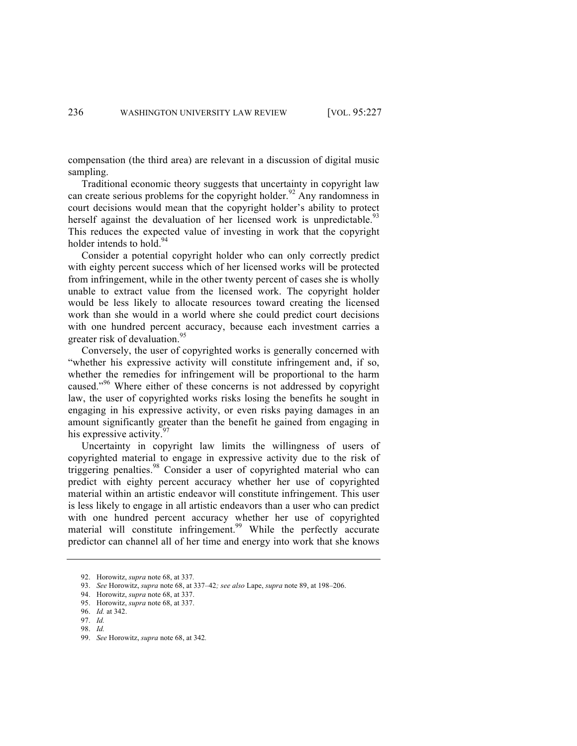compensation (the third area) are relevant in a discussion of digital music sampling.

Traditional economic theory suggests that uncertainty in copyright law can create serious problems for the copyright holder.[92] Any randomness in court decisions would mean that the copyright holder's ability to protect herself against the devaluation of her licensed work is unpredictable.[93] This reduces the expected value of investing in work that the copyright holder intends to hold.[94]

Consider a potential copyright holder who can only correctly predict with eighty percent success which of her licensed works will be protected from infringement, while in the other twenty percent of cases she is wholly unable to extract value from the licensed work. The copyright holder would be less likely to allocate resources toward creating the licensed work than she would in a world where she could predict court decisions with one hundred percent accuracy, because each investment carries a greater risk of devaluation.[95]

Conversely, the user of copyrighted works is generally concerned with "whether his expressive activity will constitute infringement and, if so, whether the remedies for infringement will be proportional to the harm caused."[96] Where either of these concerns is not addressed by copyright law, the user of copyrighted works risks losing the benefits he sought in engaging in his expressive activity, or even risks paying damages in an amount significantly greater than the benefit he gained from engaging in his expressive activity.[97]

Uncertainty in copyright law limits the willingness of users of copyrighted material to engage in expressive activity due to the risk of triggering penalties.[98] Consider a user of copyrighted material who can predict with eighty percent accuracy whether her use of copyrighted material within an artistic endeavor will constitute infringement. This user is less likely to engage in all artistic endeavors than a user who can predict with one hundred percent accuracy whether her use of copyrighted material will constitute infringement.[99] While the perfectly accurate predictor can channel all of her time and energy into work that she knows

---

92. Horowitz, *supra* note 68, at 337.

93. *See* Horowitz, *supra* note 68, at 337–42*; see also* Lape, *supra* note 89, at 198–206.

94. Horowitz, *supra* note 68, at 337.

95. Horowitz, *supra* note 68, at 337.

96. *Id.* at 342.

97. *Id.*

98. *Id.*

99. *See* Horowitz, *supra* note 68, at 342.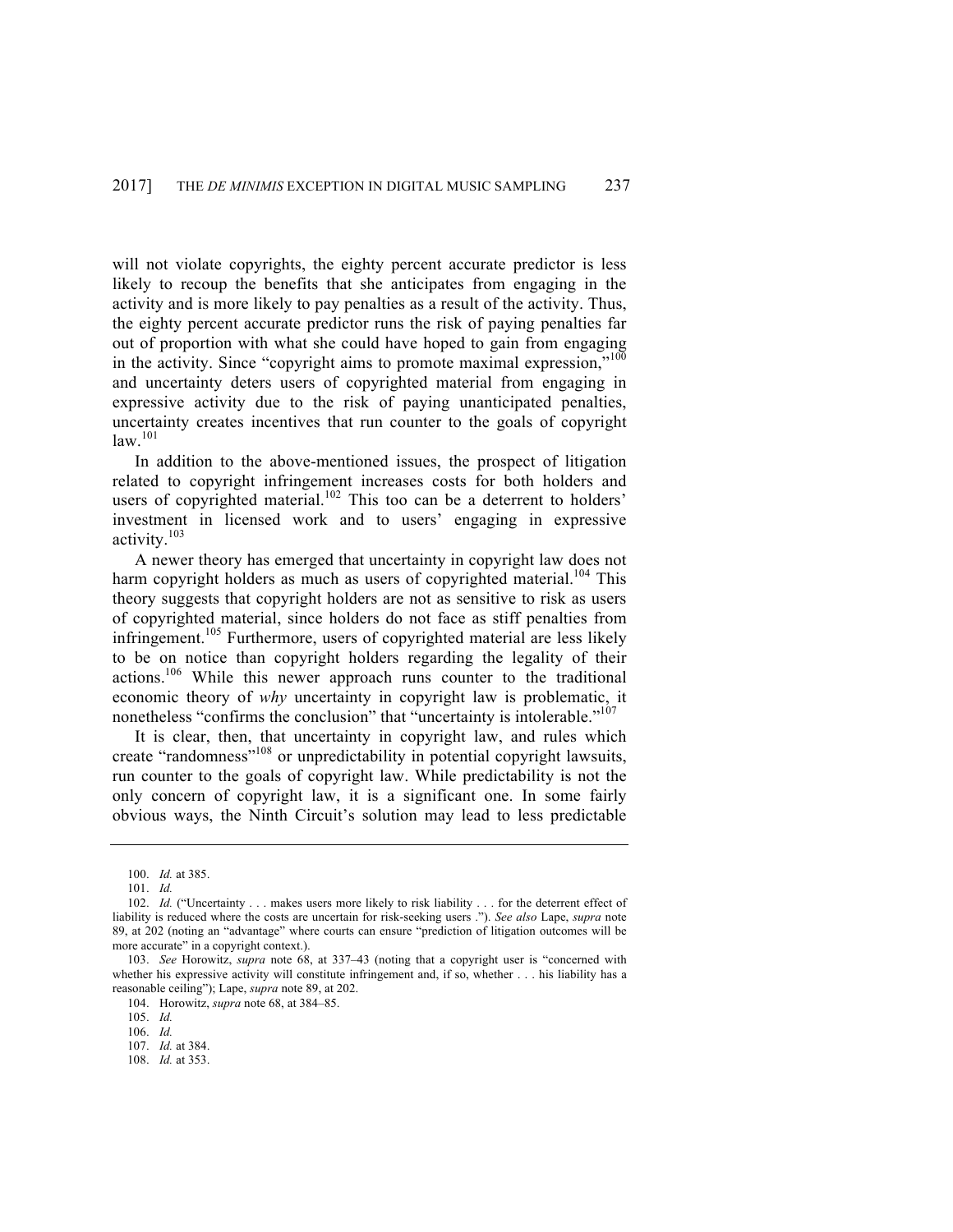will not violate copyrights, the eighty percent accurate predictor is less likely to recoup the benefits that she anticipates from engaging in the activity and is more likely to pay penalties as a result of the activity. Thus, the eighty percent accurate predictor runs the risk of paying penalties far out of proportion with what she could have hoped to gain from engaging in the activity. Since "copyright aims to promote maximal expression,"[100] and uncertainty deters users of copyrighted material from engaging in expressive activity due to the risk of paying unanticipated penalties, uncertainty creates incentives that run counter to the goals of copyright law.[101]

In addition to the above-mentioned issues, the prospect of litigation related to copyright infringement increases costs for both holders and users of copyrighted material.[102] This too can be a deterrent to holders' investment in licensed work and to users' engaging in expressive activity.[103]

A newer theory has emerged that uncertainty in copyright law does not harm copyright holders as much as users of copyrighted material.[104] This theory suggests that copyright holders are not as sensitive to risk as users of copyrighted material, since holders do not face as stiff penalties from infringement.[105] Furthermore, users of copyrighted material are less likely to be on notice than copyright holders regarding the legality of their actions.[106] While this newer approach runs counter to the traditional economic theory of *why* uncertainty in copyright law is problematic, it nonetheless "confirms the conclusion" that "uncertainty is intolerable."[107]

It is clear, then, that uncertainty in copyright law, and rules which create "randomness"[108] or unpredictability in potential copyright lawsuits, run counter to the goals of copyright law. While predictability is not the only concern of copyright law, it is a significant one. In some fairly obvious ways, the Ninth Circuit's solution may lead to less predictable

---

100. *Id.* at 385.

101. *Id.*

102. *Id.* ("Uncertainty . . . makes users more likely to risk liability . . . for the deterrent effect of liability is reduced where the costs are uncertain for risk-seeking users ."). *See also* Lape, *supra* note 89, at 202 (noting an "advantage" where courts can ensure "prediction of litigation outcomes will be more accurate" in a copyright context.).

103. *See* Horowitz, *supra* note 68, at 337–43 (noting that a copyright user is "concerned with whether his expressive activity will constitute infringement and, if so, whether . . . his liability has a reasonable ceiling"); Lape, *supra* note 89, at 202.

104. Horowitz, *supra* note 68, at 384–85.

105. *Id.*

106. *Id.*

107. *Id.* at 384.

108. *Id.* at 353.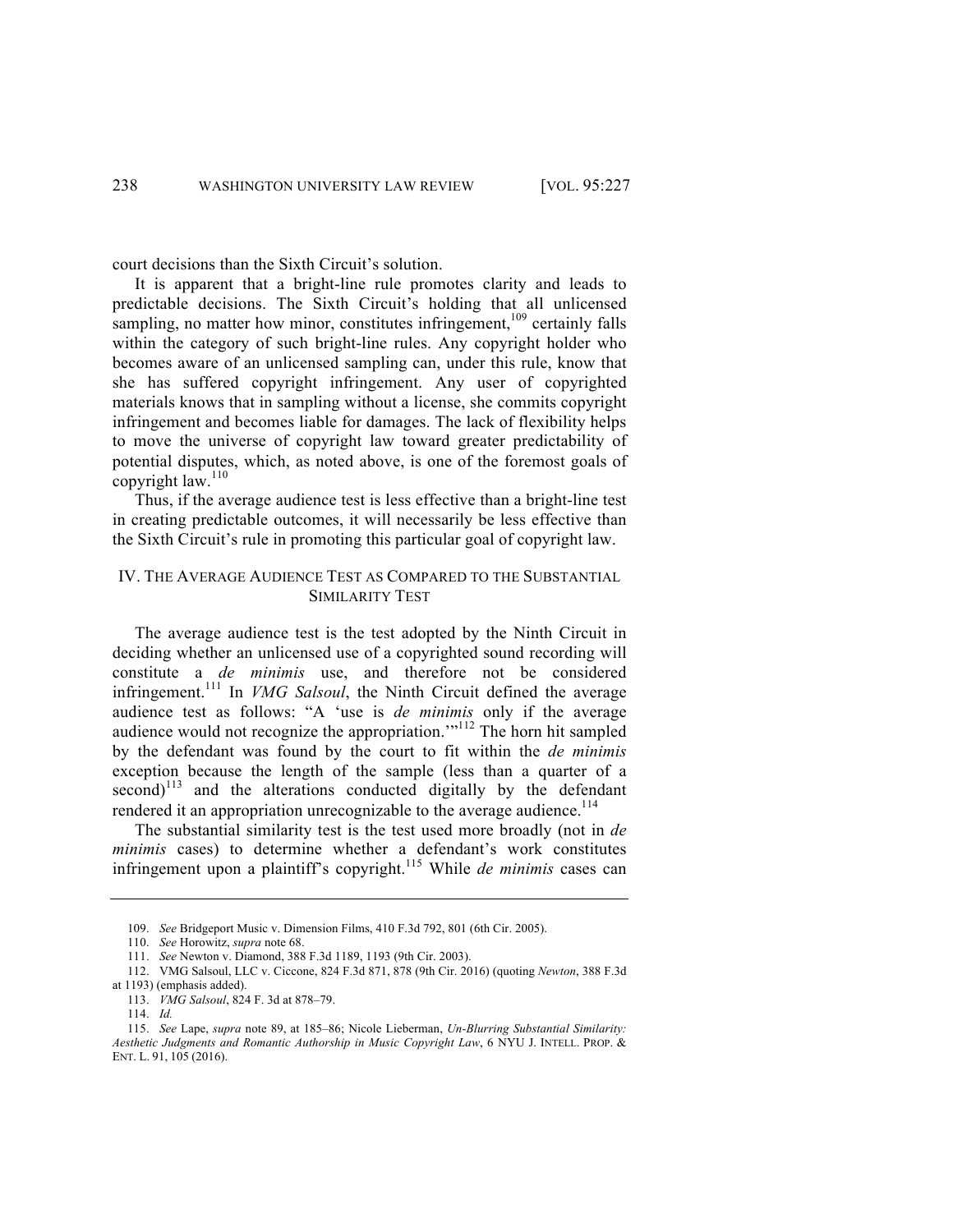court decisions than the Sixth Circuit's solution.

It is apparent that a bright-line rule promotes clarity and leads to predictable decisions. The Sixth Circuit's holding that all unlicensed sampling, no matter how minor, constitutes infringement,[109] certainly falls within the category of such bright-line rules. Any copyright holder who becomes aware of an unlicensed sampling can, under this rule, know that she has suffered copyright infringement. Any user of copyrighted materials knows that in sampling without a license, she commits copyright infringement and becomes liable for damages. The lack of flexibility helps to move the universe of copyright law toward greater predictability of potential disputes, which, as noted above, is one of the foremost goals of copyright law.[110]

Thus, if the average audience test is less effective than a bright-line test in creating predictable outcomes, it will necessarily be less effective than the Sixth Circuit's rule in promoting this particular goal of copyright law.

## IV. The Average Audience Test as Compared to the Substantial Similarity Test

The average audience test is the test adopted by the Ninth Circuit in deciding whether an unlicensed use of a copyrighted sound recording will constitute a *de minimis* use, and therefore not be considered infringement.[111] In *VMG Salsoul*, the Ninth Circuit defined the average audience test as follows: "A 'use is *de minimis* only if the average audience would not recognize the appropriation.'"[112] The horn hit sampled by the defendant was found by the court to fit within the *de minimis* exception because the length of the sample (less than a quarter of a second)[113] and the alterations conducted digitally by the defendant rendered it an appropriation unrecognizable to the average audience.[114]

The substantial similarity test is the test used more broadly (not in *de minimis* cases) to determine whether a defendant's work constitutes infringement upon a plaintiff's copyright.[115] While *de minimis* cases can

---

109. *See* Bridgeport Music v. Dimension Films, 410 F.3d 792, 801 (6th Cir. 2005).

110. *See* Horowitz, *supra* note 68.

111. *See* Newton v. Diamond, 388 F.3d 1189, 1193 (9th Cir. 2003).

112. VMG Salsoul, LLC v. Ciccone, 824 F.3d 871, 878 (9th Cir. 2016) (quoting *Newton*, 388 F.3d at 1193) (emphasis added).

113. *VMG Salsoul*, 824 F. 3d at 878–79.

114. *Id.*

115. *See* Lape, *supra* note 89, at 185–86; Nicole Lieberman, *Un-Blurring Substantial Similarity: Aesthetic Judgments and Romantic Authorship in Music Copyright Law*, 6 NYU J. INTELL. PROP. & ENT. L. 91, 105 (2016).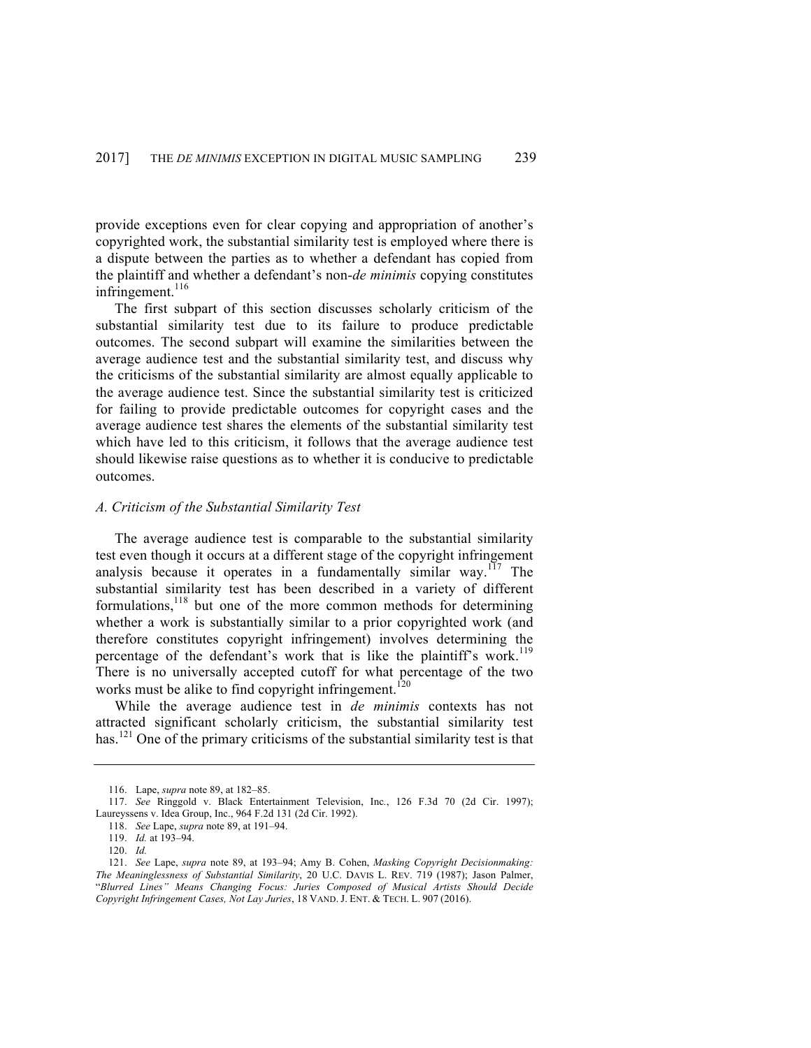provide exceptions even for clear copying and appropriation of another's copyrighted work, the substantial similarity test is employed where there is a dispute between the parties as to whether a defendant has copied from the plaintiff and whether a defendant's non-*de minimis* copying constitutes infringement.[116]

The first subpart of this section discusses scholarly criticism of the substantial similarity test due to its failure to produce predictable outcomes. The second subpart will examine the similarities between the average audience test and the substantial similarity test, and discuss why the criticisms of the substantial similarity are almost equally applicable to the average audience test. Since the substantial similarity test is criticized for failing to provide predictable outcomes for copyright cases and the average audience test shares the elements of the substantial similarity test which have led to this criticism, it follows that the average audience test should likewise raise questions as to whether it is conducive to predictable outcomes.

### *A. Criticism of the Substantial Similarity Test*

The average audience test is comparable to the substantial similarity test even though it occurs at a different stage of the copyright infringement analysis because it operates in a fundamentally similar way.[117] The substantial similarity test has been described in a variety of different formulations,[118] but one of the more common methods for determining whether a work is substantially similar to a prior copyrighted work (and therefore constitutes copyright infringement) involves determining the percentage of the defendant's work that is like the plaintiff's work.[119] There is no universally accepted cutoff for what percentage of the two works must be alike to find copyright infringement.[120]

While the average audience test in *de minimis* contexts has not attracted significant scholarly criticism, the substantial similarity test has.[121] One of the primary criticisms of the substantial similarity test is that

---

116. Lape, *supra* note 89, at 182–85.

117. *See* Ringgold v. Black Entertainment Television, Inc., 126 F.3d 70 (2d Cir. 1997); Laureyssens v. Idea Group, Inc., 964 F.2d 131 (2d Cir. 1992).

118. *See* Lape, *supra* note 89, at 191–94.

119. *Id.* at 193–94.

120. *Id.*

121. *See* Lape, *supra* note 89, at 193–94; Amy B. Cohen, *Masking Copyright Decisionmaking: The Meaninglessness of Substantial Similarity*, 20 U.C. DAVIS L. REV. 719 (1987); Jason Palmer, "*Blurred Lines" Means Changing Focus: Juries Composed of Musical Artists Should Decide Copyright Infringement Cases, Not Lay Juries*, 18 VAND. J. ENT. & TECH. L. 907 (2016).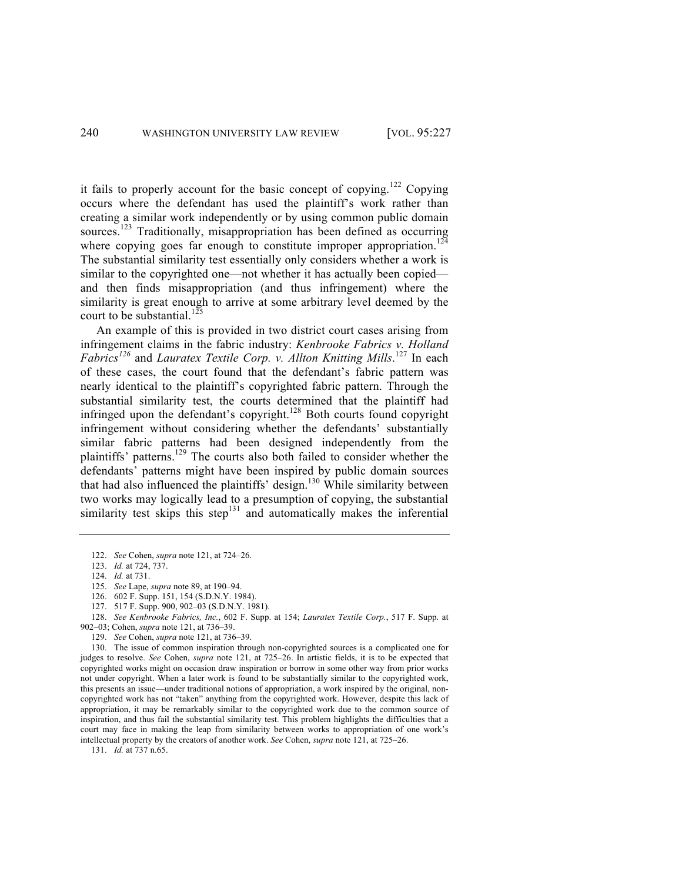it fails to properly account for the basic concept of copying.[122] Copying occurs where the defendant has used the plaintiff's work rather than creating a similar work independently or by using common public domain sources.[123] Traditionally, misappropriation has been defined as occurring where copying goes far enough to constitute improper appropriation.[124] The substantial similarity test essentially only considers whether a work is similar to the copyrighted one—not whether it has actually been copied—and then finds misappropriation (and thus infringement) where the similarity is great enough to arrive at some arbitrary level deemed by the court to be substantial.[125]

An example of this is provided in two district court cases arising from infringement claims in the fabric industry: *Kenbrooke Fabrics v. Holland Fabrics*[126] and *Lauratex Textile Corp. v. Allton Knitting Mills*.[127] In each of these cases, the court found that the defendant's fabric pattern was nearly identical to the plaintiff's copyrighted fabric pattern. Through the substantial similarity test, the courts determined that the plaintiff had infringed upon the defendant's copyright.[128] Both courts found copyright infringement without considering whether the defendants' substantially similar fabric patterns had been designed independently from the plaintiffs' patterns.[129] The courts also both failed to consider whether the defendants' patterns might have been inspired by public domain sources that had also influenced the plaintiffs' design.[130] While similarity between two works may logically lead to a presumption of copying, the substantial similarity test skips this step[131] and automatically makes the inferential

---

122. *See* Cohen, *supra* note 121, at 724–26.

123. *Id.* at 724, 737.

124. *Id.* at 731.

125. *See* Lape, *supra* note 89, at 190–94.

126. 602 F. Supp. 151, 154 (S.D.N.Y. 1984).

127. 517 F. Supp. 900, 902–03 (S.D.N.Y. 1981).

128. *See Kenbrooke Fabrics, Inc.*, 602 F. Supp. at 154; *Lauratex Textile Corp.*, 517 F. Supp. at 902–03; Cohen, *supra* note 121, at 736–39.

129. *See* Cohen, *supra* note 121, at 736–39.

130. The issue of common inspiration through non-copyrighted sources is a complicated one for judges to resolve. *See* Cohen, *supra* note 121, at 725–26. In artistic fields, it is to be expected that copyrighted works might on occasion draw inspiration or borrow in some other way from prior works not under copyright. When a later work is found to be substantially similar to the copyrighted work, this presents an issue—under traditional notions of appropriation, a work inspired by the original, non-copyrighted work has not "taken" anything from the copyrighted work. However, despite this lack of appropriation, it may be remarkably similar to the copyrighted work due to the common source of inspiration, and thus fail the substantial similarity test. This problem highlights the difficulties that a court may face in making the leap from similarity between works to appropriation of one work's intellectual property by the creators of another work. *See* Cohen, *supra* note 121, at 725–26.

131. *Id.* at 737 n.65.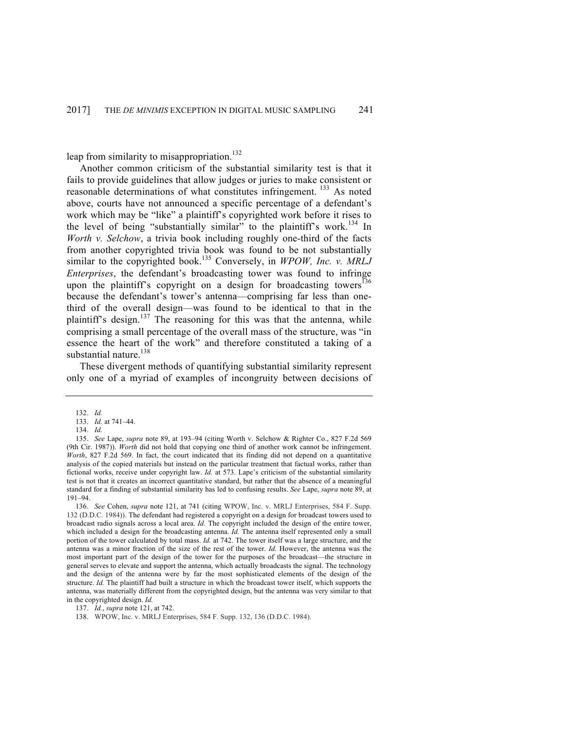leap from similarity to misappropriation.[132]

Another common criticism of the substantial similarity test is that it fails to provide guidelines that allow judges or juries to make consistent or reasonable determinations of what constitutes infringement. [133] As noted above, courts have not announced a specific percentage of a defendant's work which may be "like" a plaintiff's copyrighted work before it rises to the level of being "substantially similar" to the plaintiff's work.[134] In *Worth v. Selchow*, a trivia book including roughly one-third of the facts from another copyrighted trivia book was found to be not substantially similar to the copyrighted book.[135] Conversely, in *WPOW, Inc. v. MRLJ Enterprises*, the defendant's broadcasting tower was found to infringe upon the plaintiff's copyright on a design for broadcasting towers[136] because the defendant's tower's antenna—comprising far less than one-third of the overall design—was found to be identical to that in the plaintiff's design.[137] The reasoning for this was that the antenna, while comprising a small percentage of the overall mass of the structure, was "in essence the heart of the work" and therefore constituted a taking of a substantial nature.[138]

These divergent methods of quantifying substantial similarity represent only one of a myriad of examples of incongruity between decisions of

---

132. *Id.*

133. *Id.* at 741–44.

134. *Id.*

135. *See* Lape, *supra* note 89, at 193–94 (citing Worth v. Selchow & Righter Co., 827 F.2d 569 (9th Cir. 1987)). *Worth* did not hold that copying one third of another work cannot be infringement. *Worth*, 827 F.2d 569. In fact, the court indicated that its finding did not depend on a quantitative analysis of the copied materials but instead on the particular treatment that factual works, rather than fictional works, receive under copyright law. *Id.* at 573. Lape's criticism of the substantial similarity test is not that it creates an incorrect quantitative standard, but rather that the absence of a meaningful standard for a finding of substantial similarity has led to confusing results. *See* Lape, *supra* note 89, at 191–94.

136. *See* Cohen, *supra* note 121, at 741 (citing WPOW, Inc. v. MRLJ Enterprises, 584 F. Supp. 132 (D.D.C. 1984)). The defendant had registered a copyright on a design for broadcast towers used to broadcast radio signals across a local area. *Id*. The copyright included the design of the entire tower, which included a design for the broadcasting antenna. *Id.* The antenna itself represented only a small portion of the tower calculated by total mass. *Id.* at 742. The tower itself was a large structure, and the antenna was a minor fraction of the size of the rest of the tower. *Id.* However, the antenna was the most important part of the design of the tower for the purposes of the broadcast—the structure in general serves to elevate and support the antenna, which actually broadcasts the signal. The technology and the design of the antenna were by far the most sophisticated elements of the design of the structure. *Id.* The plaintiff had built a structure in which the broadcast tower itself, which supports the antenna, was materially different from the copyrighted design, but the antenna was very similar to that in the copyrighted design. *Id.*

137. *Id.*, *supra* note 121, at 742.

138. WPOW, Inc. v. MRLJ Enterprises, 584 F. Supp. 132, 136 (D.D.C. 1984).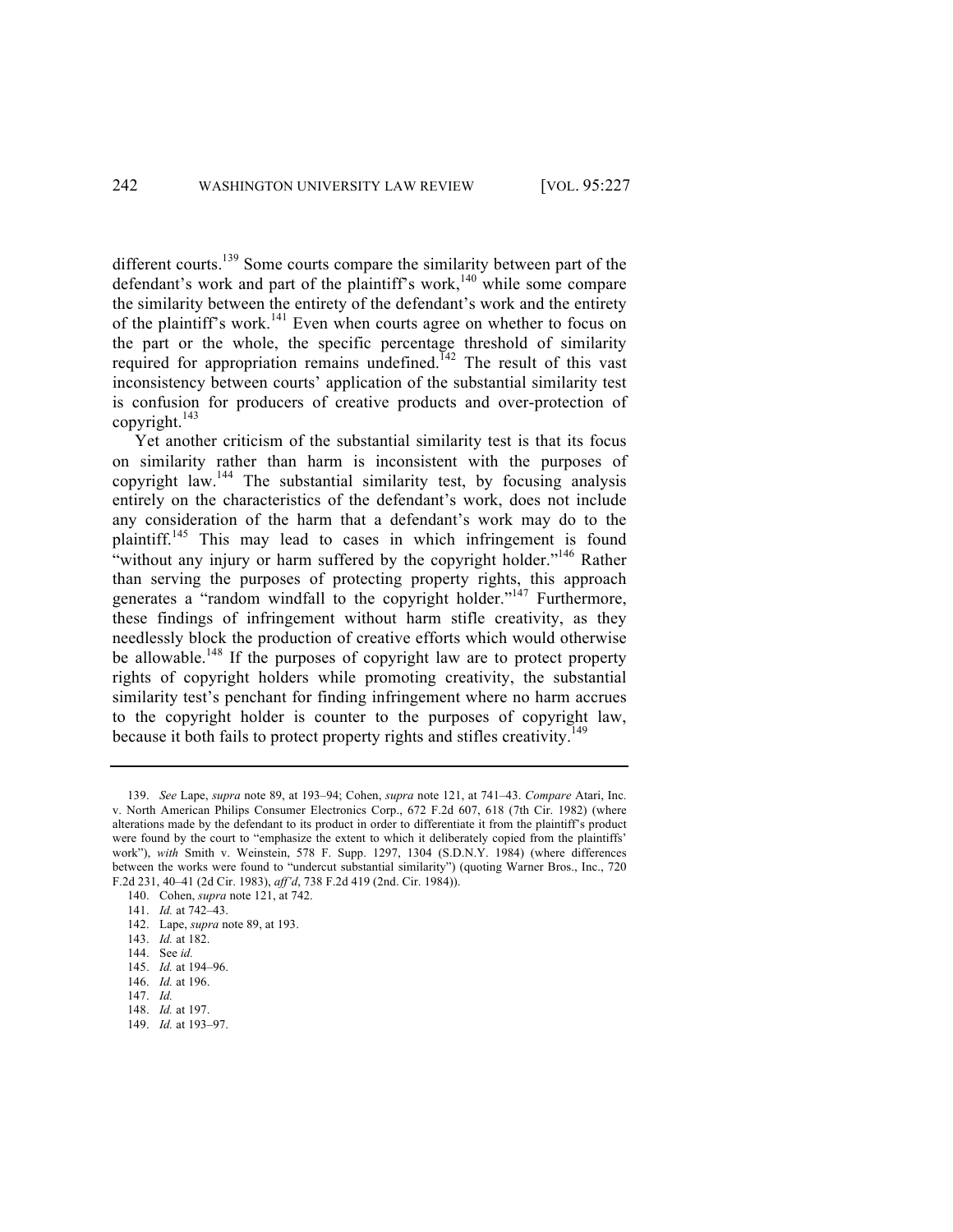different courts.[139] Some courts compare the similarity between part of the defendant's work and part of the plaintiff's work,[140] while some compare the similarity between the entirety of the defendant's work and the entirety of the plaintiff's work.[141] Even when courts agree on whether to focus on the part or the whole, the specific percentage threshold of similarity required for appropriation remains undefined.[142] The result of this vast inconsistency between courts' application of the substantial similarity test is confusion for producers of creative products and over-protection of copyright.[143]

Yet another criticism of the substantial similarity test is that its focus on similarity rather than harm is inconsistent with the purposes of copyright law.[144] The substantial similarity test, by focusing analysis entirely on the characteristics of the defendant's work, does not include any consideration of the harm that a defendant's work may do to the plaintiff.[145] This may lead to cases in which infringement is found "without any injury or harm suffered by the copyright holder."[146] Rather than serving the purposes of protecting property rights, this approach generates a "random windfall to the copyright holder."[147] Furthermore, these findings of infringement without harm stifle creativity, as they needlessly block the production of creative efforts which would otherwise be allowable.[148] If the purposes of copyright law are to protect property rights of copyright holders while promoting creativity, the substantial similarity test's penchant for finding infringement where no harm accrues to the copyright holder is counter to the purposes of copyright law, because it both fails to protect property rights and stifles creativity.[149]

---

139. *See* Lape, *supra* note 89, at 193–94; Cohen, *supra* note 121, at 741–43. *Compare* Atari, Inc. v. North American Philips Consumer Electronics Corp., 672 F.2d 607, 618 (7th Cir. 1982) (where alterations made by the defendant to its product in order to differentiate it from the plaintiff's product were found by the court to "emphasize the extent to which it deliberately copied from the plaintiffs' work"), *with* Smith v. Weinstein, 578 F. Supp. 1297, 1304 (S.D.N.Y. 1984) (where differences between the works were found to "undercut substantial similarity") (quoting Warner Bros., Inc., 720 F.2d 231, 40–41 (2d Cir. 1983), *aff'd*, 738 F.2d 419 (2nd. Cir. 1984)).

140. Cohen, *supra* note 121, at 742.

141. *Id.* at 742–43.

142. Lape, *supra* note 89, at 193.

143. *Id.* at 182.

144. See *id.*

145. *Id.* at 194–96.

146. *Id.* at 196.

147. *Id.*

148. *Id.* at 197.

149. *Id.* at 193–97.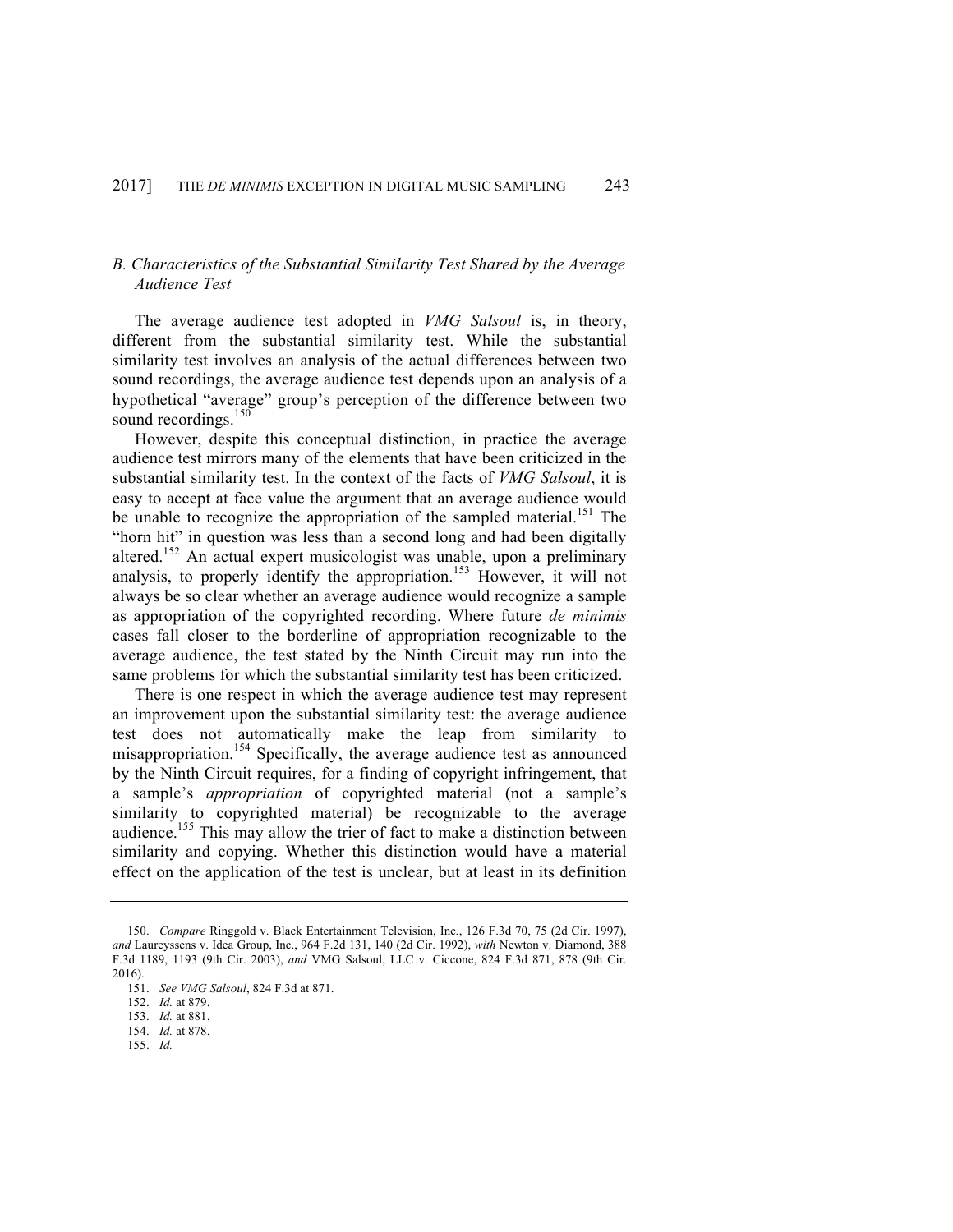### B. Characteristics of the Substantial Similarity Test Shared by the Average Audience Test

The average audience test adopted in *VMG Salsoul* is, in theory, different from the substantial similarity test. While the substantial similarity test involves an analysis of the actual differences between two sound recordings, the average audience test depends upon an analysis of a hypothetical "average" group's perception of the difference between two sound recordings.[150]

However, despite this conceptual distinction, in practice the average audience test mirrors many of the elements that have been criticized in the substantial similarity test. In the context of the facts of *VMG Salsoul*, it is easy to accept at face value the argument that an average audience would be unable to recognize the appropriation of the sampled material.[151] The "horn hit" in question was less than a second long and had been digitally altered.[152] An actual expert musicologist was unable, upon a preliminary analysis, to properly identify the appropriation.[153] However, it will not always be so clear whether an average audience would recognize a sample as appropriation of the copyrighted recording. Where future *de minimis* cases fall closer to the borderline of appropriation recognizable to the average audience, the test stated by the Ninth Circuit may run into the same problems for which the substantial similarity test has been criticized.

There is one respect in which the average audience test may represent an improvement upon the substantial similarity test: the average audience test does not automatically make the leap from similarity to misappropriation.[154] Specifically, the average audience test as announced by the Ninth Circuit requires, for a finding of copyright infringement, that a sample's *appropriation* of copyrighted material (not a sample's similarity to copyrighted material) be recognizable to the average audience.[155] This may allow the trier of fact to make a distinction between similarity and copying. Whether this distinction would have a material effect on the application of the test is unclear, but at least in its definition

---

150. *Compare* Ringgold v. Black Entertainment Television, Inc., 126 F.3d 70, 75 (2d Cir. 1997), *and* Laureyssens v. Idea Group, Inc., 964 F.2d 131, 140 (2d Cir. 1992), *with* Newton v. Diamond, 388 F.3d 1189, 1193 (9th Cir. 2003), *and* VMG Salsoul, LLC v. Ciccone, 824 F.3d 871, 878 (9th Cir. 2016).

151. *See VMG Salsoul*, 824 F.3d at 871.

152. *Id.* at 879.

153. *Id.* at 881.

154. *Id.* at 878.

155. *Id.*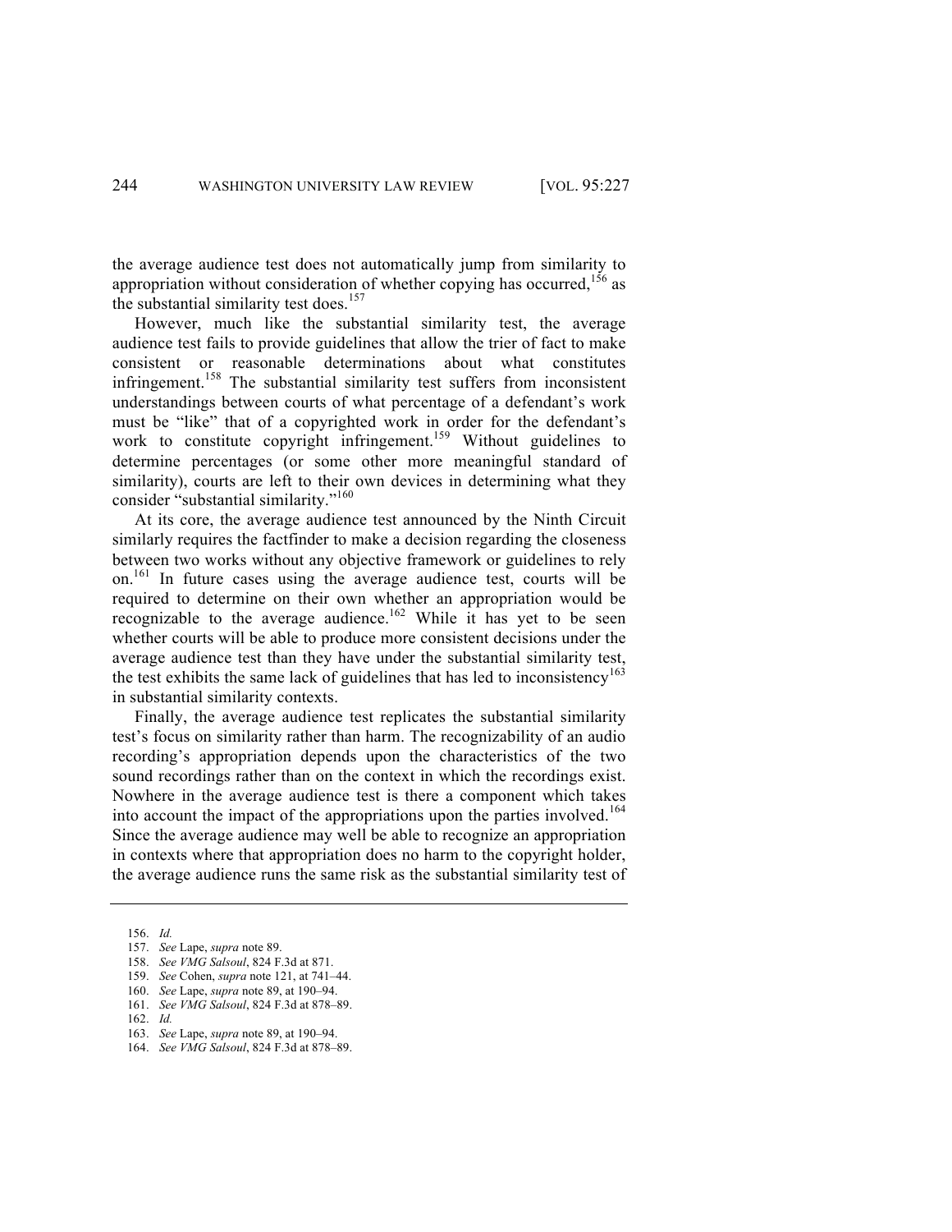the average audience test does not automatically jump from similarity to appropriation without consideration of whether copying has occurred,[156] as the substantial similarity test does.[157]

However, much like the substantial similarity test, the average audience test fails to provide guidelines that allow the trier of fact to make consistent or reasonable determinations about what constitutes infringement.[158] The substantial similarity test suffers from inconsistent understandings between courts of what percentage of a defendant's work must be "like" that of a copyrighted work in order for the defendant's work to constitute copyright infringement.[159] Without guidelines to determine percentages (or some other more meaningful standard of similarity), courts are left to their own devices in determining what they consider "substantial similarity."[160]

At its core, the average audience test announced by the Ninth Circuit similarly requires the factfinder to make a decision regarding the closeness between two works without any objective framework or guidelines to rely on.[161] In future cases using the average audience test, courts will be required to determine on their own whether an appropriation would be recognizable to the average audience.[162] While it has yet to be seen whether courts will be able to produce more consistent decisions under the average audience test than they have under the substantial similarity test, the test exhibits the same lack of guidelines that has led to inconsistency[163] in substantial similarity contexts.

Finally, the average audience test replicates the substantial similarity test's focus on similarity rather than harm. The recognizability of an audio recording's appropriation depends upon the characteristics of the two sound recordings rather than on the context in which the recordings exist. Nowhere in the average audience test is there a component which takes into account the impact of the appropriations upon the parties involved.[164] Since the average audience may well be able to recognize an appropriation in contexts where that appropriation does no harm to the copyright holder, the average audience runs the same risk as the substantial similarity test of

---

156. *Id.*
157. *See* Lape, *supra* note 89.
158. *See VMG Salsoul*, 824 F.3d at 871.
159. *See* Cohen, *supra* note 121, at 741–44.
160. *See* Lape, *supra* note 89, at 190–94.
161. *See VMG Salsoul*, 824 F.3d at 878–89.
162. *Id.*
163. *See* Lape, *supra* note 89, at 190–94.
164. *See VMG Salsoul*, 824 F.3d at 878–89.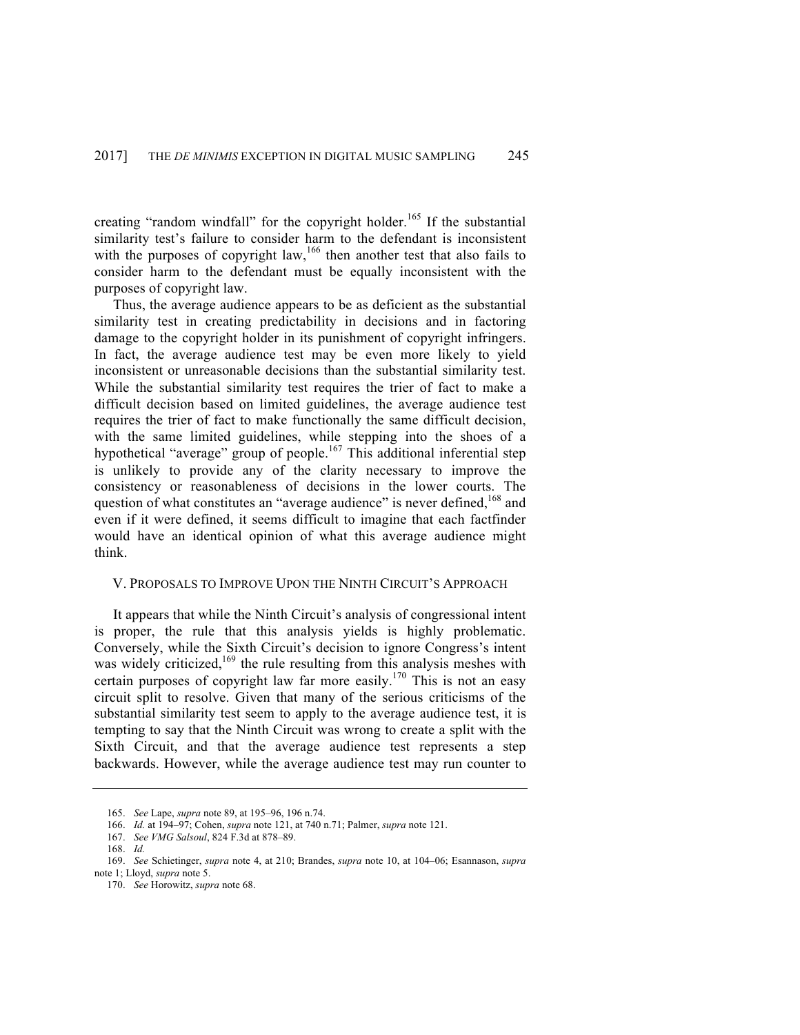creating "random windfall" for the copyright holder.[165] If the substantial similarity test's failure to consider harm to the defendant is inconsistent with the purposes of copyright law,[166] then another test that also fails to consider harm to the defendant must be equally inconsistent with the purposes of copyright law.

Thus, the average audience appears to be as deficient as the substantial similarity test in creating predictability in decisions and in factoring damage to the copyright holder in its punishment of copyright infringers. In fact, the average audience test may be even more likely to yield inconsistent or unreasonable decisions than the substantial similarity test. While the substantial similarity test requires the trier of fact to make a difficult decision based on limited guidelines, the average audience test requires the trier of fact to make functionally the same difficult decision, with the same limited guidelines, while stepping into the shoes of a hypothetical "average" group of people.[167] This additional inferential step is unlikely to provide any of the clarity necessary to improve the consistency or reasonableness of decisions in the lower courts. The question of what constitutes an "average audience" is never defined,[168] and even if it were defined, it seems difficult to imagine that each factfinder would have an identical opinion of what this average audience might think.

## V. PROPOSALS TO IMPROVE UPON THE NINTH CIRCUIT'S APPROACH

It appears that while the Ninth Circuit's analysis of congressional intent is proper, the rule that this analysis yields is highly problematic. Conversely, while the Sixth Circuit's decision to ignore Congress's intent was widely criticized,[169] the rule resulting from this analysis meshes with certain purposes of copyright law far more easily.[170] This is not an easy circuit split to resolve. Given that many of the serious criticisms of the substantial similarity test seem to apply to the average audience test, it is tempting to say that the Ninth Circuit was wrong to create a split with the Sixth Circuit, and that the average audience test represents a step backwards. However, while the average audience test may run counter to

---

165. *See* Lape, *supra* note 89, at 195–96, 196 n.74.

166. *Id.* at 194–97; Cohen, *supra* note 121, at 740 n.71; Palmer, *supra* note 121.

167. *See VMG Salsoul*, 824 F.3d at 878–89.

168. *Id.*

169. *See* Schietinger, *supra* note 4, at 210; Brandes, *supra* note 10, at 104–06; Esannason, *supra* note 1; Lloyd, *supra* note 5.

170. *See* Horowitz, *supra* note 68.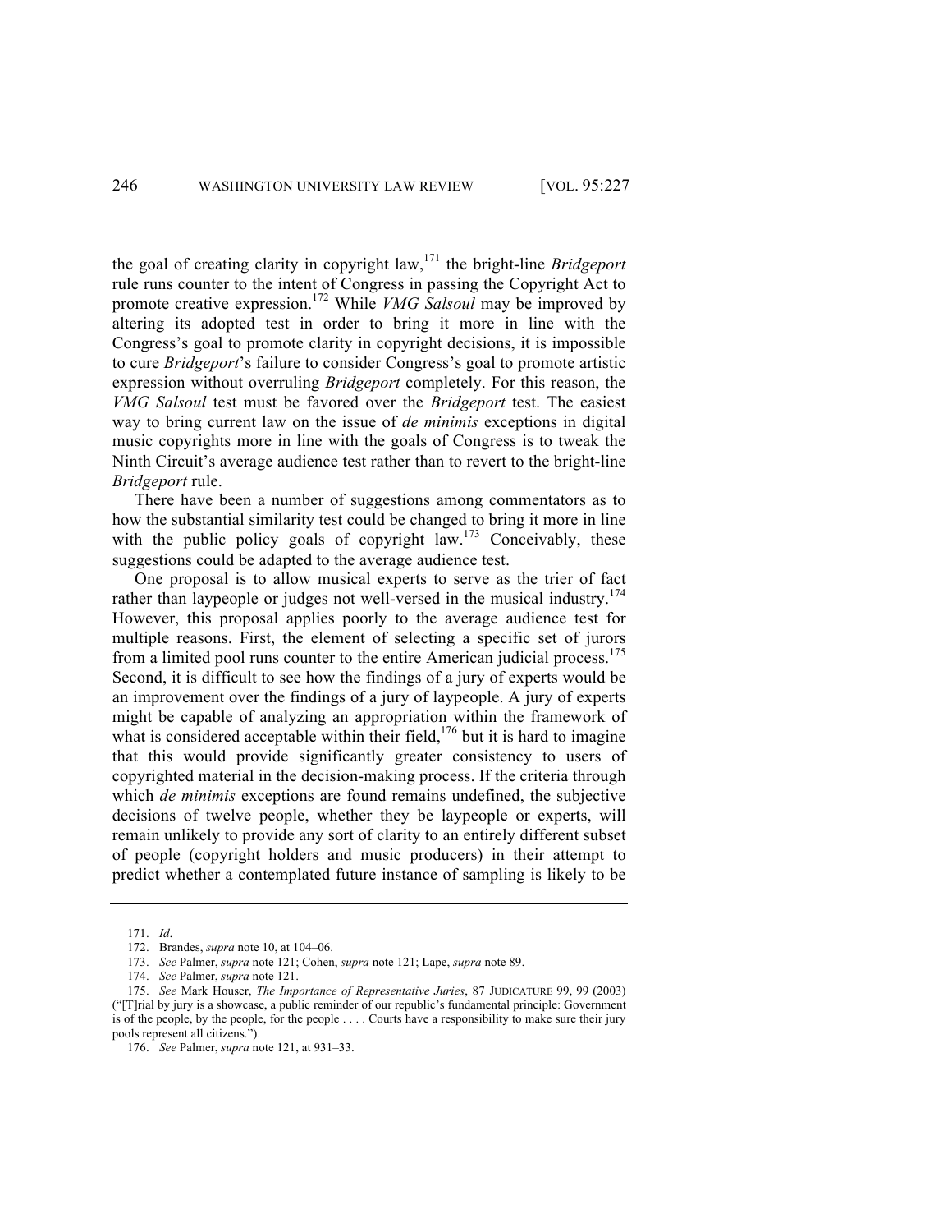the goal of creating clarity in copyright law,[171] the bright-line *Bridgeport* rule runs counter to the intent of Congress in passing the Copyright Act to promote creative expression.[172] While *VMG Salsoul* may be improved by altering its adopted test in order to bring it more in line with the Congress's goal to promote clarity in copyright decisions, it is impossible to cure *Bridgeport*'s failure to consider Congress's goal to promote artistic expression without overruling *Bridgeport* completely. For this reason, the *VMG Salsoul* test must be favored over the *Bridgeport* test. The easiest way to bring current law on the issue of *de minimis* exceptions in digital music copyrights more in line with the goals of Congress is to tweak the Ninth Circuit's average audience test rather than to revert to the bright-line *Bridgeport* rule.

There have been a number of suggestions among commentators as to how the substantial similarity test could be changed to bring it more in line with the public policy goals of copyright law.[173] Conceivably, these suggestions could be adapted to the average audience test.

One proposal is to allow musical experts to serve as the trier of fact rather than laypeople or judges not well-versed in the musical industry.[174] However, this proposal applies poorly to the average audience test for multiple reasons. First, the element of selecting a specific set of jurors from a limited pool runs counter to the entire American judicial process.[175] Second, it is difficult to see how the findings of a jury of experts would be an improvement over the findings of a jury of laypeople. A jury of experts might be capable of analyzing an appropriation within the framework of what is considered acceptable within their field,[176] but it is hard to imagine that this would provide significantly greater consistency to users of copyrighted material in the decision-making process. If the criteria through which *de minimis* exceptions are found remains undefined, the subjective decisions of twelve people, whether they be laypeople or experts, will remain unlikely to provide any sort of clarity to an entirely different subset of people (copyright holders and music producers) in their attempt to predict whether a contemplated future instance of sampling is likely to be

---

171. *Id*.

172. Brandes, *supra* note 10, at 104–06.

173. *See* Palmer, *supra* note 121; Cohen, *supra* note 121; Lape, *supra* note 89.

174. *See* Palmer, *supra* note 121.

175. *See* Mark Houser, *The Importance of Representative Juries*, 87 JUDICATURE 99, 99 (2003) ("[T]rial by jury is a showcase, a public reminder of our republic's fundamental principle: Government is of the people, by the people, for the people . . . . Courts have a responsibility to make sure their jury pools represent all citizens.").

176. *See* Palmer, *supra* note 121, at 931–33.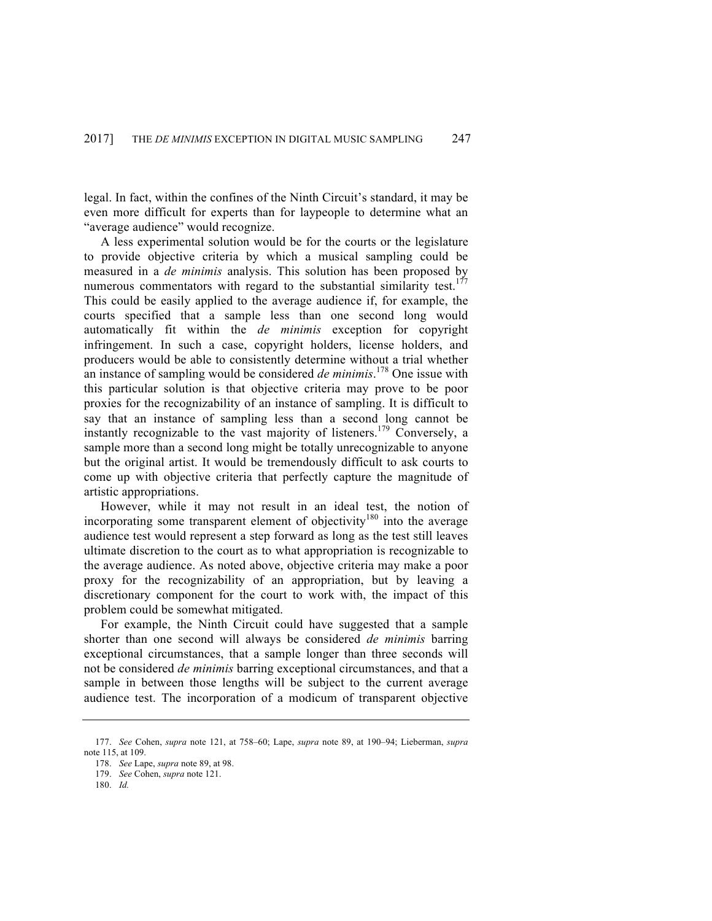legal. In fact, within the confines of the Ninth Circuit's standard, it may be even more difficult for experts than for laypeople to determine what an "average audience" would recognize.

A less experimental solution would be for the courts or the legislature to provide objective criteria by which a musical sampling could be measured in a *de minimis* analysis. This solution has been proposed by numerous commentators with regard to the substantial similarity test.[177] This could be easily applied to the average audience if, for example, the courts specified that a sample less than one second long would automatically fit within the *de minimis* exception for copyright infringement. In such a case, copyright holders, license holders, and producers would be able to consistently determine without a trial whether an instance of sampling would be considered *de minimis*.[178] One issue with this particular solution is that objective criteria may prove to be poor proxies for the recognizability of an instance of sampling. It is difficult to say that an instance of sampling less than a second long cannot be instantly recognizable to the vast majority of listeners.[179] Conversely, a sample more than a second long might be totally unrecognizable to anyone but the original artist. It would be tremendously difficult to ask courts to come up with objective criteria that perfectly capture the magnitude of artistic appropriations.

However, while it may not result in an ideal test, the notion of incorporating some transparent element of objectivity[180] into the average audience test would represent a step forward as long as the test still leaves ultimate discretion to the court as to what appropriation is recognizable to the average audience. As noted above, objective criteria may make a poor proxy for the recognizability of an appropriation, but by leaving a discretionary component for the court to work with, the impact of this problem could be somewhat mitigated.

For example, the Ninth Circuit could have suggested that a sample shorter than one second will always be considered *de minimis* barring exceptional circumstances, that a sample longer than three seconds will not be considered *de minimis* barring exceptional circumstances, and that a sample in between those lengths will be subject to the current average audience test. The incorporation of a modicum of transparent objective

---

177. *See* Cohen, *supra* note 121, at 758–60; Lape, *supra* note 89, at 190–94; Lieberman, *supra* note 115, at 109.

178. *See* Lape, *supra* note 89, at 98.

179. *See* Cohen, *supra* note 121.

180. *Id.*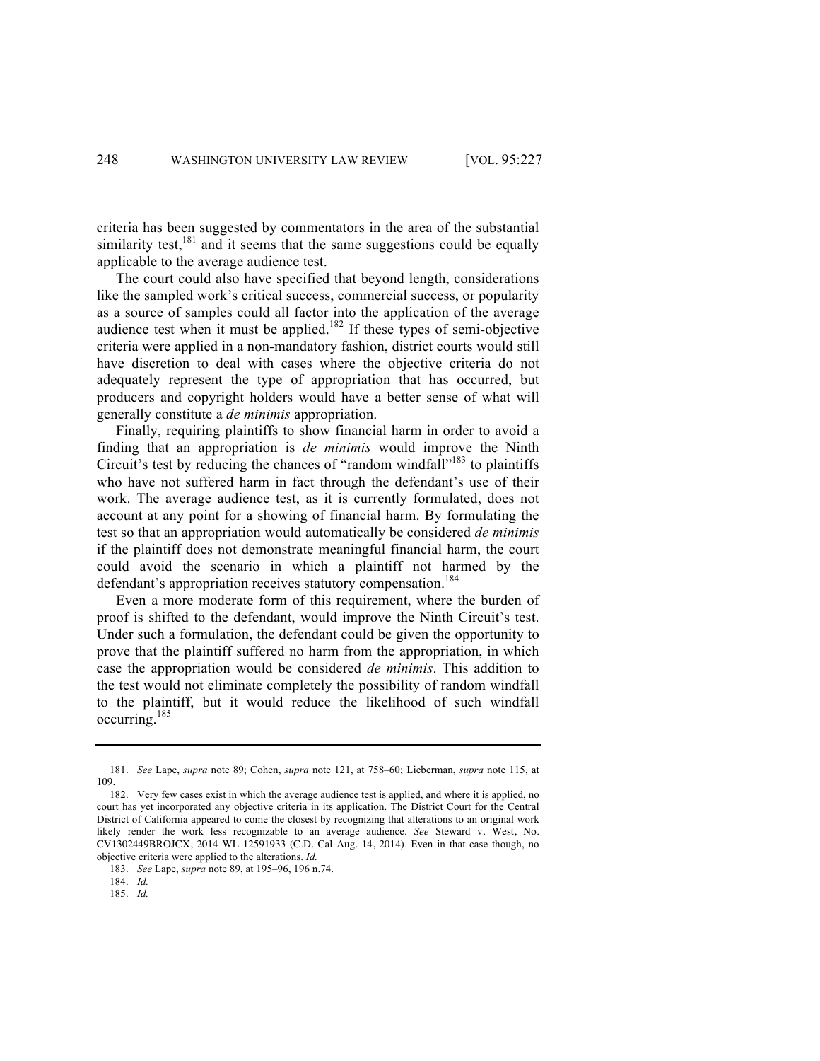criteria has been suggested by commentators in the area of the substantial similarity test,[181] and it seems that the same suggestions could be equally applicable to the average audience test.

The court could also have specified that beyond length, considerations like the sampled work's critical success, commercial success, or popularity as a source of samples could all factor into the application of the average audience test when it must be applied.[182] If these types of semi-objective criteria were applied in a non-mandatory fashion, district courts would still have discretion to deal with cases where the objective criteria do not adequately represent the type of appropriation that has occurred, but producers and copyright holders would have a better sense of what will generally constitute a *de minimis* appropriation.

Finally, requiring plaintiffs to show financial harm in order to avoid a finding that an appropriation is *de minimis* would improve the Ninth Circuit's test by reducing the chances of "random windfall"[183] to plaintiffs who have not suffered harm in fact through the defendant's use of their work. The average audience test, as it is currently formulated, does not account at any point for a showing of financial harm. By formulating the test so that an appropriation would automatically be considered *de minimis* if the plaintiff does not demonstrate meaningful financial harm, the court could avoid the scenario in which a plaintiff not harmed by the defendant's appropriation receives statutory compensation.[184]

Even a more moderate form of this requirement, where the burden of proof is shifted to the defendant, would improve the Ninth Circuit's test. Under such a formulation, the defendant could be given the opportunity to prove that the plaintiff suffered no harm from the appropriation, in which case the appropriation would be considered *de minimis*. This addition to the test would not eliminate completely the possibility of random windfall to the plaintiff, but it would reduce the likelihood of such windfall occurring.[185]

---

181. *See* Lape, *supra* note 89; Cohen, *supra* note 121, at 758–60; Lieberman, *supra* note 115, at 109.

182. Very few cases exist in which the average audience test is applied, and where it is applied, no court has yet incorporated any objective criteria in its application. The District Court for the Central District of California appeared to come the closest by recognizing that alterations to an original work likely render the work less recognizable to an average audience. *See* Steward v. West, No. CV1302449BROJCX, 2014 WL 12591933 (C.D. Cal Aug. 14, 2014). Even in that case though, no objective criteria were applied to the alterations. *Id.*

183. *See* Lape, *supra* note 89, at 195–96, 196 n.74.

184. *Id.*

185. *Id.*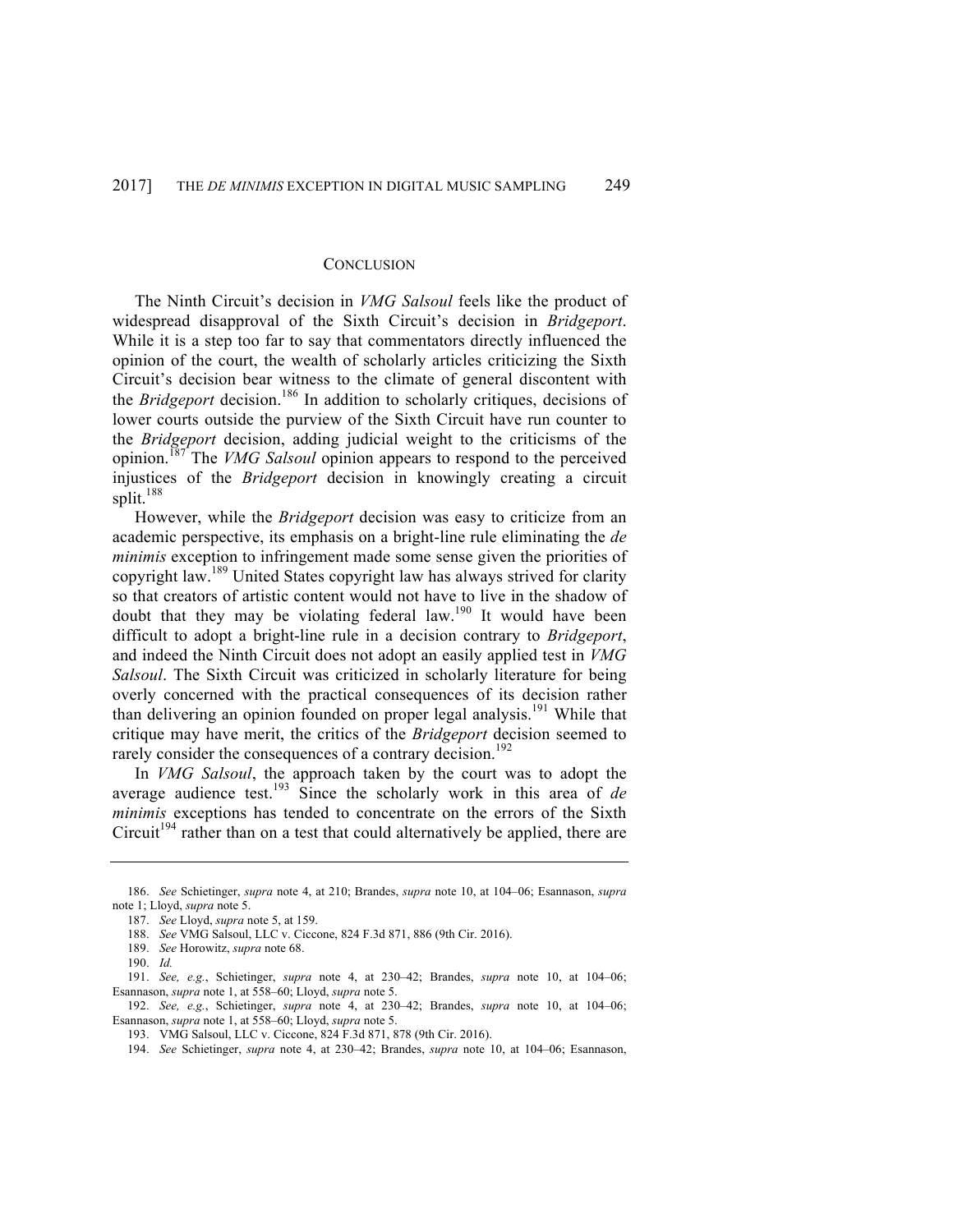## CONCLUSION

The Ninth Circuit's decision in *VMG Salsoul* feels like the product of widespread disapproval of the Sixth Circuit's decision in *Bridgeport*. While it is a step too far to say that commentators directly influenced the opinion of the court, the wealth of scholarly articles criticizing the Sixth Circuit's decision bear witness to the climate of general discontent with the *Bridgeport* decision.[186] In addition to scholarly critiques, decisions of lower courts outside the purview of the Sixth Circuit have run counter to the *Bridgeport* decision, adding judicial weight to the criticisms of the opinion.[187] The *VMG Salsoul* opinion appears to respond to the perceived injustices of the *Bridgeport* decision in knowingly creating a circuit split.[188]

However, while the *Bridgeport* decision was easy to criticize from an academic perspective, its emphasis on a bright-line rule eliminating the *de minimis* exception to infringement made some sense given the priorities of copyright law.[189] United States copyright law has always strived for clarity so that creators of artistic content would not have to live in the shadow of doubt that they may be violating federal law.[190] It would have been difficult to adopt a bright-line rule in a decision contrary to *Bridgeport*, and indeed the Ninth Circuit does not adopt an easily applied test in *VMG Salsoul*. The Sixth Circuit was criticized in scholarly literature for being overly concerned with the practical consequences of its decision rather than delivering an opinion founded on proper legal analysis.[191] While that critique may have merit, the critics of the *Bridgeport* decision seemed to rarely consider the consequences of a contrary decision.[192]

In *VMG Salsoul*, the approach taken by the court was to adopt the average audience test.[193] Since the scholarly work in this area of *de minimis* exceptions has tended to concentrate on the errors of the Sixth Circuit[194] rather than on a test that could alternatively be applied, there are

---

186. *See* Schietinger, *supra* note 4, at 210; Brandes, *supra* note 10, at 104–06; Esannason, *supra* note 1; Lloyd, *supra* note 5.

187. *See* Lloyd, *supra* note 5, at 159.

188. *See* VMG Salsoul, LLC v. Ciccone, 824 F.3d 871, 886 (9th Cir. 2016).

189. *See* Horowitz, *supra* note 68.

190. *Id.*

191. *See, e.g.*, Schietinger, *supra* note 4, at 230–42; Brandes, *supra* note 10, at 104–06; Esannason, *supra* note 1, at 558–60; Lloyd, *supra* note 5.

192. *See, e.g.*, Schietinger, *supra* note 4, at 230–42; Brandes, *supra* note 10, at 104–06; Esannason, *supra* note 1, at 558–60; Lloyd, *supra* note 5.

193. VMG Salsoul, LLC v. Ciccone, 824 F.3d 871, 878 (9th Cir. 2016).

194. *See* Schietinger, *supra* note 4, at 230–42; Brandes, *supra* note 10, at 104–06; Esannason,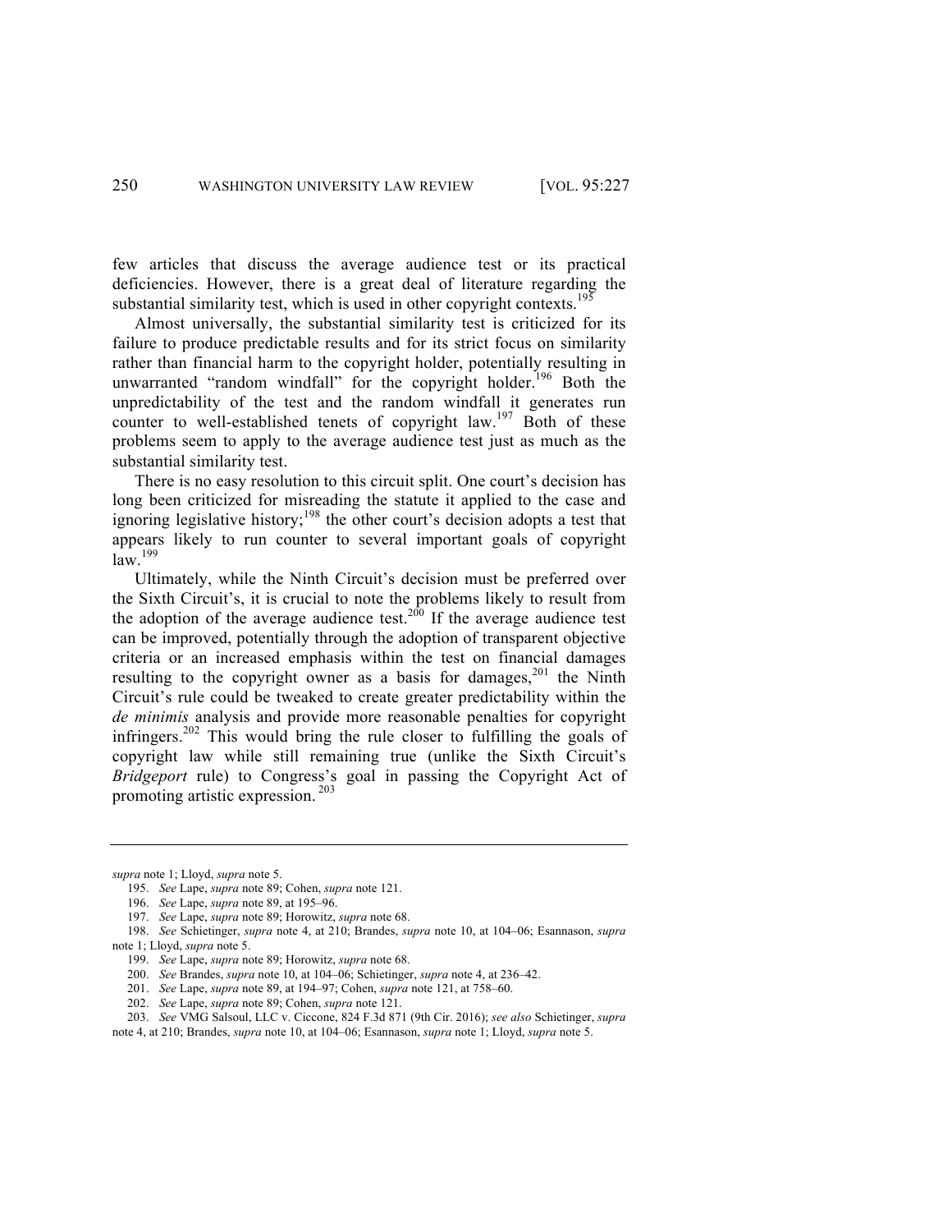few articles that discuss the average audience test or its practical deficiencies. However, there is a great deal of literature regarding the substantial similarity test, which is used in other copyright contexts.[195]

Almost universally, the substantial similarity test is criticized for its failure to produce predictable results and for its strict focus on similarity rather than financial harm to the copyright holder, potentially resulting in unwarranted "random windfall" for the copyright holder.[196] Both the unpredictability of the test and the random windfall it generates run counter to well-established tenets of copyright law.[197] Both of these problems seem to apply to the average audience test just as much as the substantial similarity test.

There is no easy resolution to this circuit split. One court's decision has long been criticized for misreading the statute it applied to the case and ignoring legislative history;[198] the other court's decision adopts a test that appears likely to run counter to several important goals of copyright law.[199]

Ultimately, while the Ninth Circuit's decision must be preferred over the Sixth Circuit's, it is crucial to note the problems likely to result from the adoption of the average audience test.[200] If the average audience test can be improved, potentially through the adoption of transparent objective criteria or an increased emphasis within the test on financial damages resulting to the copyright owner as a basis for damages,[201] the Ninth Circuit's rule could be tweaked to create greater predictability within the *de minimis* analysis and provide more reasonable penalties for copyright infringers.[202] This would bring the rule closer to fulfilling the goals of copyright law while still remaining true (unlike the Sixth Circuit's *Bridgeport* rule) to Congress's goal in passing the Copyright Act of promoting artistic expression.[203]

---

*supra* note 1; Lloyd, *supra* note 5.

195. *See* Lape, *supra* note 89; Cohen, *supra* note 121.

196. *See* Lape, *supra* note 89, at 195–96.

197. *See* Lape, *supra* note 89; Horowitz, *supra* note 68.

198. *See* Schietinger, *supra* note 4, at 210; Brandes, *supra* note 10, at 104–06; Esannason, *supra* note 1; Lloyd, *supra* note 5.

199. *See* Lape, *supra* note 89; Horowitz, *supra* note 68.

200. *See* Brandes, *supra* note 10, at 104–06; Schietinger, *supra* note 4, at 236–42.

201. *See* Lape, *supra* note 89, at 194–97; Cohen, *supra* note 121, at 758–60.

202. *See* Lape, *supra* note 89; Cohen, *supra* note 121.

203. *See* VMG Salsoul, LLC v. Ciccone, 824 F.3d 871 (9th Cir. 2016); *see also* Schietinger, *supra* note 4, at 210; Brandes, *supra* note 10, at 104–06; Esannason, *supra* note 1; Lloyd, *supra* note 5.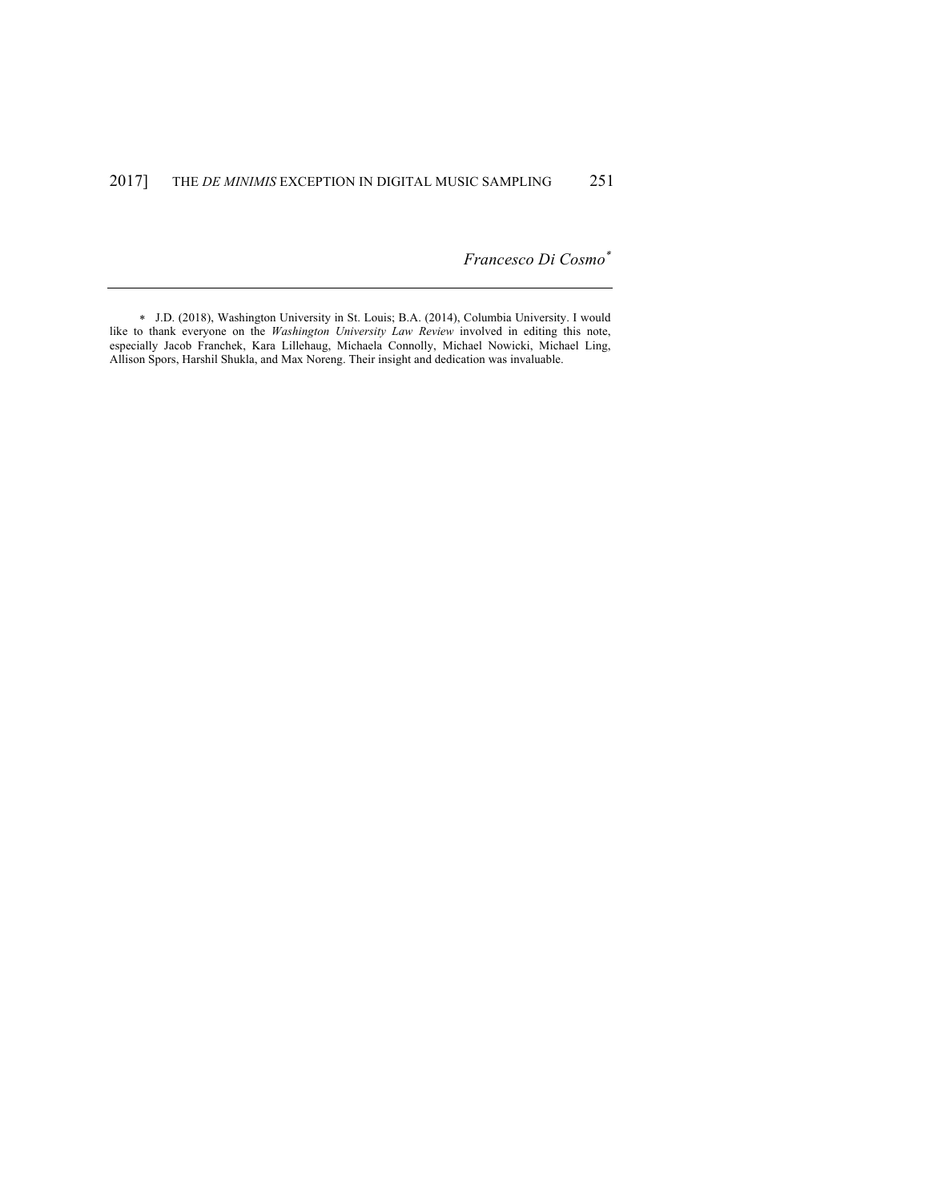*Francesco Di Cosmo*[*]

---

[*] J.D. (2018), Washington University in St. Louis; B.A. (2014), Columbia University. I would like to thank everyone on the *Washington University Law Review* involved in editing this note, especially Jacob Franchek, Kara Lillehaug, Michaela Connolly, Michael Nowicki, Michael Ling, Allison Spors, Harshil Shukla, and Max Noreng. Their insight and dedication was invaluable.